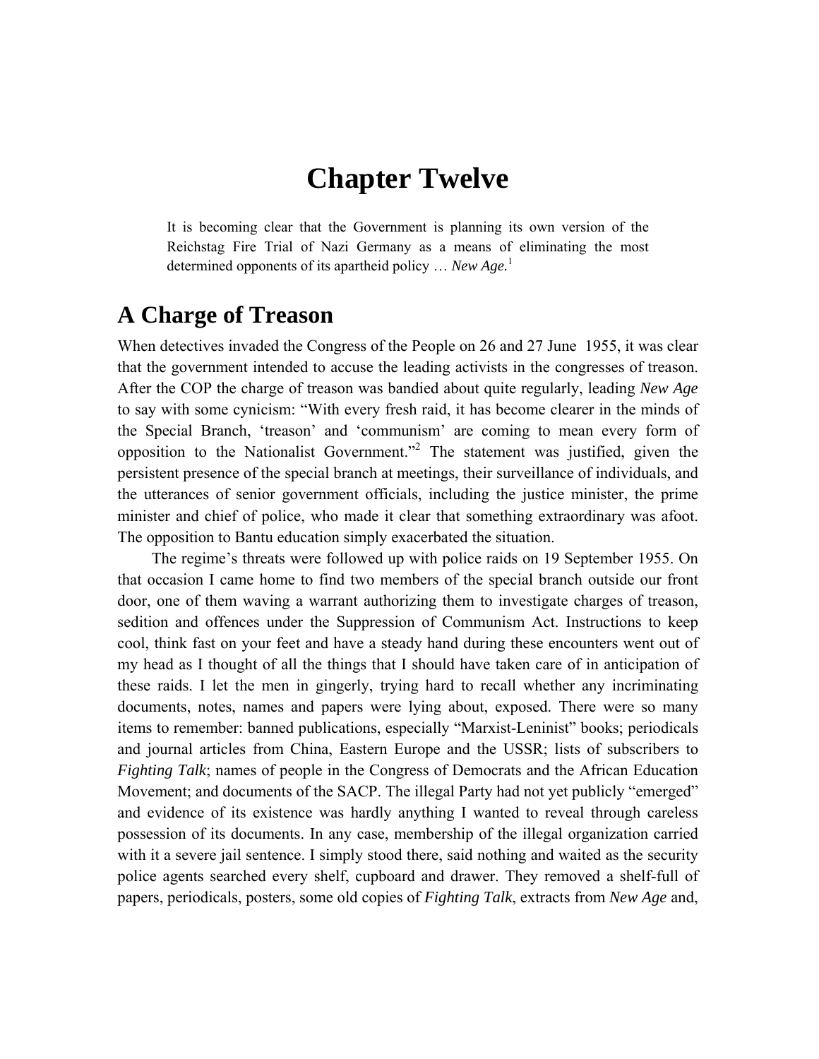# Chapter Twelve

> It is becoming clear that the Government is planning its own version of the Reichstag Fire Trial of Nazi Germany as a means of eliminating the most determined opponents of its apartheid policy … *New Age.*[1]

## A Charge of Treason

When detectives invaded the Congress of the People on 26 and 27 June 1955, it was clear that the government intended to accuse the leading activists in the congresses of treason. After the COP the charge of treason was bandied about quite regularly, leading *New Age* to say with some cynicism: "With every fresh raid, it has become clearer in the minds of the Special Branch, 'treason' and 'communism' are coming to mean every form of opposition to the Nationalist Government."[2] The statement was justified, given the persistent presence of the special branch at meetings, their surveillance of individuals, and the utterances of senior government officials, including the justice minister, the prime minister and chief of police, who made it clear that something extraordinary was afoot. The opposition to Bantu education simply exacerbated the situation.

The regime's threats were followed up with police raids on 19 September 1955. On that occasion I came home to find two members of the special branch outside our front door, one of them waving a warrant authorizing them to investigate charges of treason, sedition and offences under the Suppression of Communism Act. Instructions to keep cool, think fast on your feet and have a steady hand during these encounters went out of my head as I thought of all the things that I should have taken care of in anticipation of these raids. I let the men in gingerly, trying hard to recall whether any incriminating documents, notes, names and papers were lying about, exposed. There were so many items to remember: banned publications, especially "Marxist-Leninist" books; periodicals and journal articles from China, Eastern Europe and the USSR; lists of subscribers to *Fighting Talk*; names of people in the Congress of Democrats and the African Education Movement; and documents of the SACP. The illegal Party had not yet publicly "emerged" and evidence of its existence was hardly anything I wanted to reveal through careless possession of its documents. In any case, membership of the illegal organization carried with it a severe jail sentence. I simply stood there, said nothing and waited as the security police agents searched every shelf, cupboard and drawer. They removed a shelf-full of papers, periodicals, posters, some old copies of *Fighting Talk*, extracts from *New Age* and,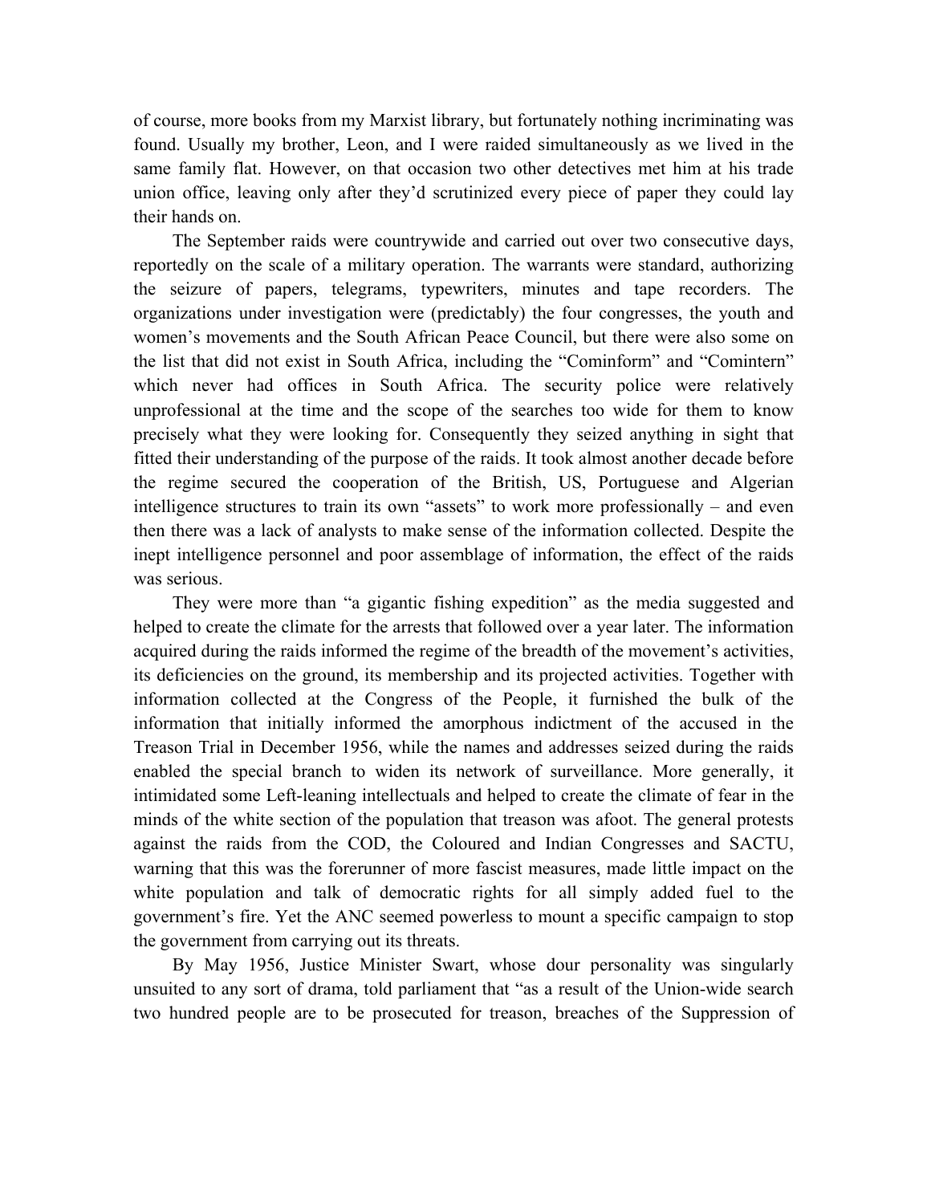of course, more books from my Marxist library, but fortunately nothing incriminating was found. Usually my brother, Leon, and I were raided simultaneously as we lived in the same family flat. However, on that occasion two other detectives met him at his trade union office, leaving only after they'd scrutinized every piece of paper they could lay their hands on.

The September raids were countrywide and carried out over two consecutive days, reportedly on the scale of a military operation. The warrants were standard, authorizing the seizure of papers, telegrams, typewriters, minutes and tape recorders. The organizations under investigation were (predictably) the four congresses, the youth and women's movements and the South African Peace Council, but there were also some on the list that did not exist in South Africa, including the "Cominform" and "Comintern" which never had offices in South Africa. The security police were relatively unprofessional at the time and the scope of the searches too wide for them to know precisely what they were looking for. Consequently they seized anything in sight that fitted their understanding of the purpose of the raids. It took almost another decade before the regime secured the cooperation of the British, US, Portuguese and Algerian intelligence structures to train its own "assets" to work more professionally – and even then there was a lack of analysts to make sense of the information collected. Despite the inept intelligence personnel and poor assemblage of information, the effect of the raids was serious.

They were more than "a gigantic fishing expedition" as the media suggested and helped to create the climate for the arrests that followed over a year later. The information acquired during the raids informed the regime of the breadth of the movement's activities, its deficiencies on the ground, its membership and its projected activities. Together with information collected at the Congress of the People, it furnished the bulk of the information that initially informed the amorphous indictment of the accused in the Treason Trial in December 1956, while the names and addresses seized during the raids enabled the special branch to widen its network of surveillance. More generally, it intimidated some Left-leaning intellectuals and helped to create the climate of fear in the minds of the white section of the population that treason was afoot. The general protests against the raids from the COD, the Coloured and Indian Congresses and SACTU, warning that this was the forerunner of more fascist measures, made little impact on the white population and talk of democratic rights for all simply added fuel to the government's fire. Yet the ANC seemed powerless to mount a specific campaign to stop the government from carrying out its threats.

By May 1956, Justice Minister Swart, whose dour personality was singularly unsuited to any sort of drama, told parliament that "as a result of the Union-wide search two hundred people are to be prosecuted for treason, breaches of the Suppression of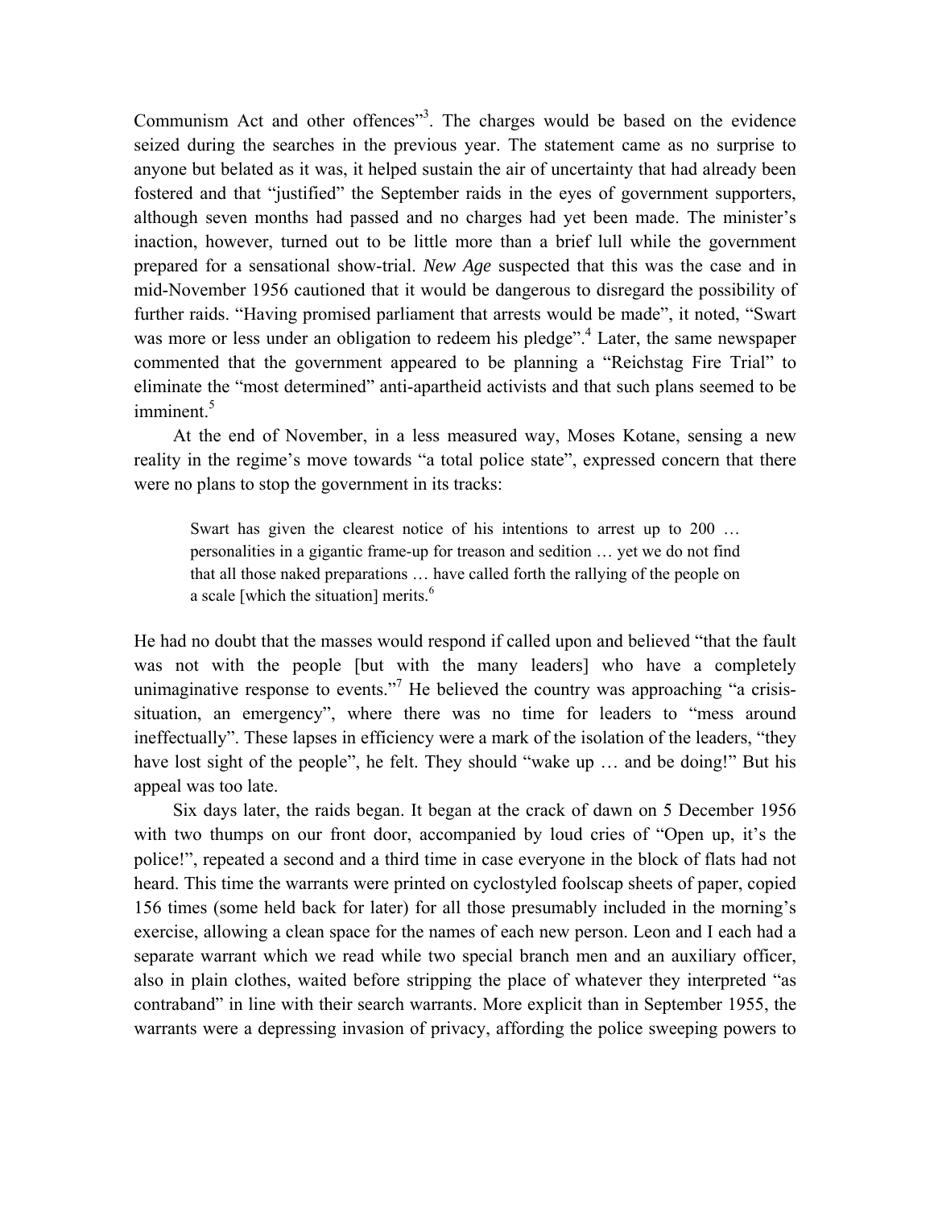Communism Act and other offences"[3]. The charges would be based on the evidence seized during the searches in the previous year. The statement came as no surprise to anyone but belated as it was, it helped sustain the air of uncertainty that had already been fostered and that "justified" the September raids in the eyes of government supporters, although seven months had passed and no charges had yet been made. The minister's inaction, however, turned out to be little more than a brief lull while the government prepared for a sensational show-trial. *New Age* suspected that this was the case and in mid-November 1956 cautioned that it would be dangerous to disregard the possibility of further raids. "Having promised parliament that arrests would be made", it noted, "Swart was more or less under an obligation to redeem his pledge".[4] Later, the same newspaper commented that the government appeared to be planning a "Reichstag Fire Trial" to eliminate the "most determined" anti-apartheid activists and that such plans seemed to be imminent.[5]

At the end of November, in a less measured way, Moses Kotane, sensing a new reality in the regime's move towards "a total police state", expressed concern that there were no plans to stop the government in its tracks:

> Swart has given the clearest notice of his intentions to arrest up to 200 … personalities in a gigantic frame-up for treason and sedition … yet we do not find that all those naked preparations … have called forth the rallying of the people on a scale [which the situation] merits.[6]

He had no doubt that the masses would respond if called upon and believed "that the fault was not with the people [but with the many leaders] who have a completely unimaginative response to events."[7] He believed the country was approaching "a crisis-situation, an emergency", where there was no time for leaders to "mess around ineffectually". These lapses in efficiency were a mark of the isolation of the leaders, "they have lost sight of the people", he felt. They should "wake up … and be doing!" But his appeal was too late.

Six days later, the raids began. It began at the crack of dawn on 5 December 1956 with two thumps on our front door, accompanied by loud cries of "Open up, it's the police!", repeated a second and a third time in case everyone in the block of flats had not heard. This time the warrants were printed on cyclostyled foolscap sheets of paper, copied 156 times (some held back for later) for all those presumably included in the morning's exercise, allowing a clean space for the names of each new person. Leon and I each had a separate warrant which we read while two special branch men and an auxiliary officer, also in plain clothes, waited before stripping the place of whatever they interpreted "as contraband" in line with their search warrants. More explicit than in September 1955, the warrants were a depressing invasion of privacy, affording the police sweeping powers to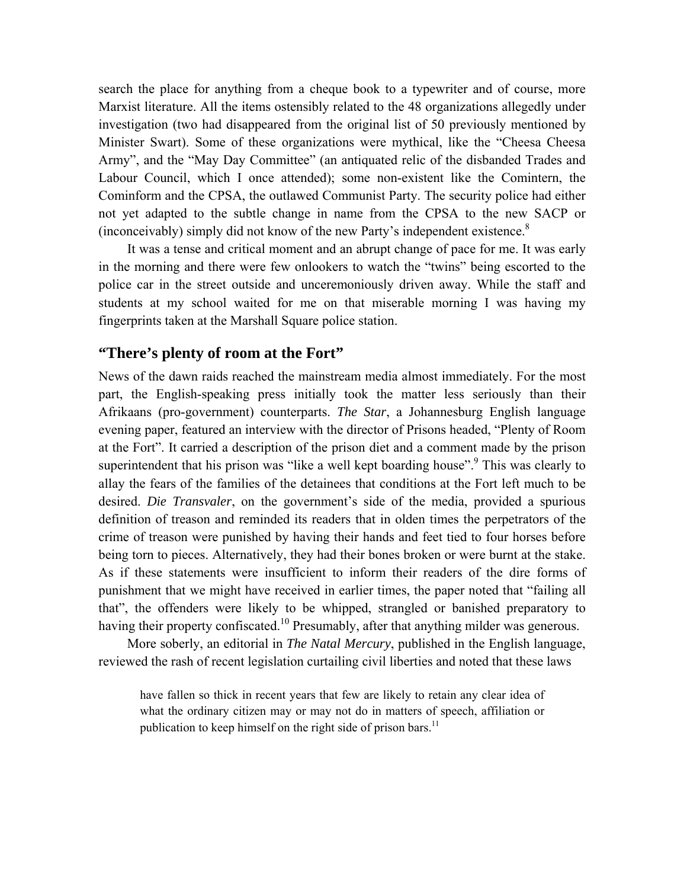search the place for anything from a cheque book to a typewriter and of course, more Marxist literature. All the items ostensibly related to the 48 organizations allegedly under investigation (two had disappeared from the original list of 50 previously mentioned by Minister Swart). Some of these organizations were mythical, like the "Cheesa Cheesa Army", and the "May Day Committee" (an antiquated relic of the disbanded Trades and Labour Council, which I once attended); some non-existent like the Comintern, the Cominform and the CPSA, the outlawed Communist Party. The security police had either not yet adapted to the subtle change in name from the CPSA to the new SACP or (inconceivably) simply did not know of the new Party's independent existence.[8]

It was a tense and critical moment and an abrupt change of pace for me. It was early in the morning and there were few onlookers to watch the "twins" being escorted to the police car in the street outside and unceremoniously driven away. While the staff and students at my school waited for me on that miserable morning I was having my fingerprints taken at the Marshall Square police station.

## "There's plenty of room at the Fort"

News of the dawn raids reached the mainstream media almost immediately. For the most part, the English-speaking press initially took the matter less seriously than their Afrikaans (pro-government) counterparts. *The Star*, a Johannesburg English language evening paper, featured an interview with the director of Prisons headed, "Plenty of Room at the Fort". It carried a description of the prison diet and a comment made by the prison superintendent that his prison was "like a well kept boarding house".[9] This was clearly to allay the fears of the families of the detainees that conditions at the Fort left much to be desired. *Die Transvaler*, on the government's side of the media, provided a spurious definition of treason and reminded its readers that in olden times the perpetrators of the crime of treason were punished by having their hands and feet tied to four horses before being torn to pieces. Alternatively, they had their bones broken or were burnt at the stake. As if these statements were insufficient to inform their readers of the dire forms of punishment that we might have received in earlier times, the paper noted that "failing all that", the offenders were likely to be whipped, strangled or banished preparatory to having their property confiscated.[10] Presumably, after that anything milder was generous.

More soberly, an editorial in *The Natal Mercury*, published in the English language, reviewed the rash of recent legislation curtailing civil liberties and noted that these laws

> have fallen so thick in recent years that few are likely to retain any clear idea of what the ordinary citizen may or may not do in matters of speech, affiliation or publication to keep himself on the right side of prison bars.[11]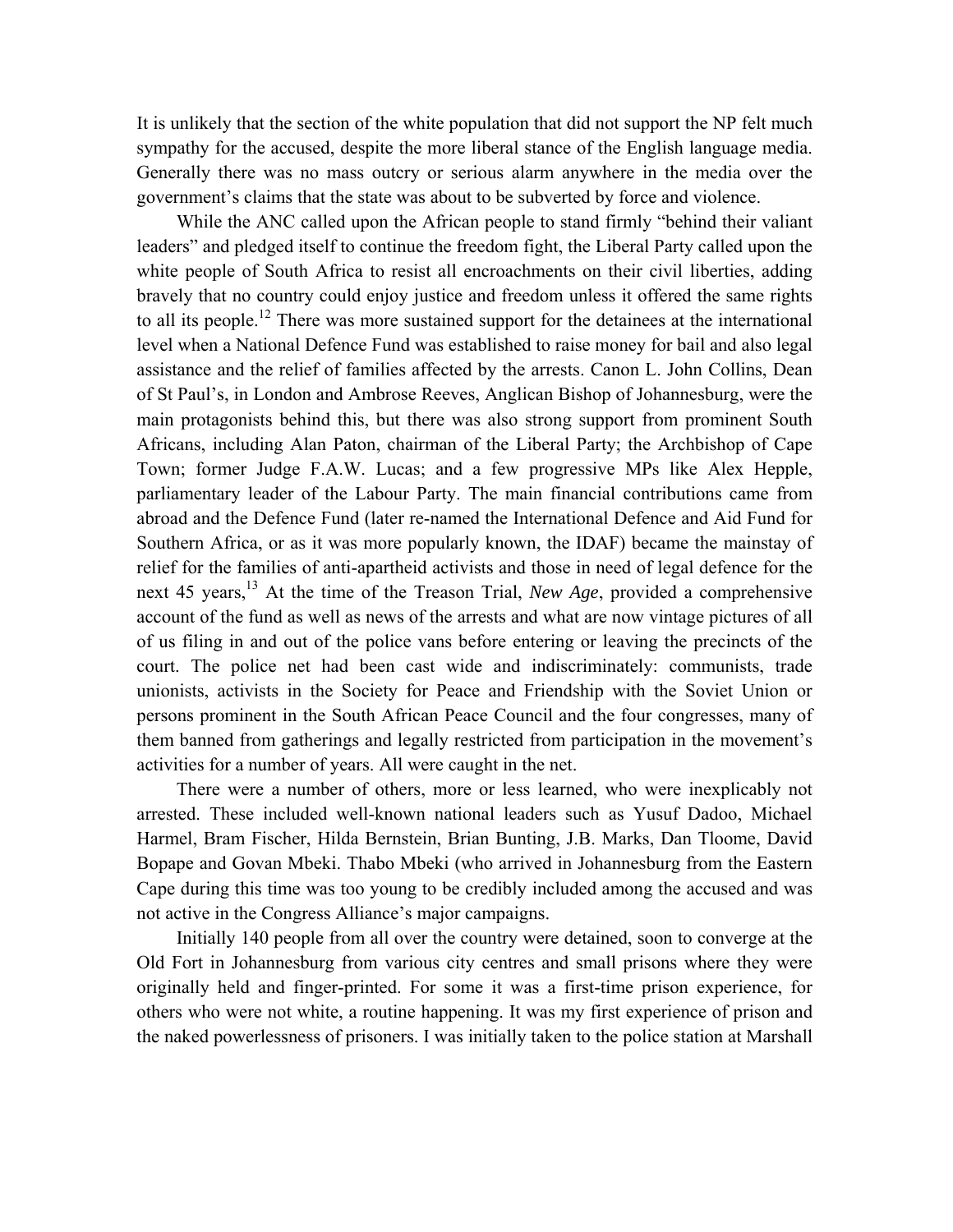It is unlikely that the section of the white population that did not support the NP felt much sympathy for the accused, despite the more liberal stance of the English language media. Generally there was no mass outcry or serious alarm anywhere in the media over the government's claims that the state was about to be subverted by force and violence.

While the ANC called upon the African people to stand firmly "behind their valiant leaders" and pledged itself to continue the freedom fight, the Liberal Party called upon the white people of South Africa to resist all encroachments on their civil liberties, adding bravely that no country could enjoy justice and freedom unless it offered the same rights to all its people.[12] There was more sustained support for the detainees at the international level when a National Defence Fund was established to raise money for bail and also legal assistance and the relief of families affected by the arrests. Canon L. John Collins, Dean of St Paul's, in London and Ambrose Reeves, Anglican Bishop of Johannesburg, were the main protagonists behind this, but there was also strong support from prominent South Africans, including Alan Paton, chairman of the Liberal Party; the Archbishop of Cape Town; former Judge F.A.W. Lucas; and a few progressive MPs like Alex Hepple, parliamentary leader of the Labour Party. The main financial contributions came from abroad and the Defence Fund (later re-named the International Defence and Aid Fund for Southern Africa, or as it was more popularly known, the IDAF) became the mainstay of relief for the families of anti-apartheid activists and those in need of legal defence for the next 45 years,[13] At the time of the Treason Trial, *New Age*, provided a comprehensive account of the fund as well as news of the arrests and what are now vintage pictures of all of us filing in and out of the police vans before entering or leaving the precincts of the court. The police net had been cast wide and indiscriminately: communists, trade unionists, activists in the Society for Peace and Friendship with the Soviet Union or persons prominent in the South African Peace Council and the four congresses, many of them banned from gatherings and legally restricted from participation in the movement's activities for a number of years. All were caught in the net.

There were a number of others, more or less learned, who were inexplicably not arrested. These included well-known national leaders such as Yusuf Dadoo, Michael Harmel, Bram Fischer, Hilda Bernstein, Brian Bunting, J.B. Marks, Dan Tloome, David Bopape and Govan Mbeki. Thabo Mbeki (who arrived in Johannesburg from the Eastern Cape during this time was too young to be credibly included among the accused and was not active in the Congress Alliance's major campaigns.

Initially 140 people from all over the country were detained, soon to converge at the Old Fort in Johannesburg from various city centres and small prisons where they were originally held and finger-printed. For some it was a first-time prison experience, for others who were not white, a routine happening. It was my first experience of prison and the naked powerlessness of prisoners. I was initially taken to the police station at Marshall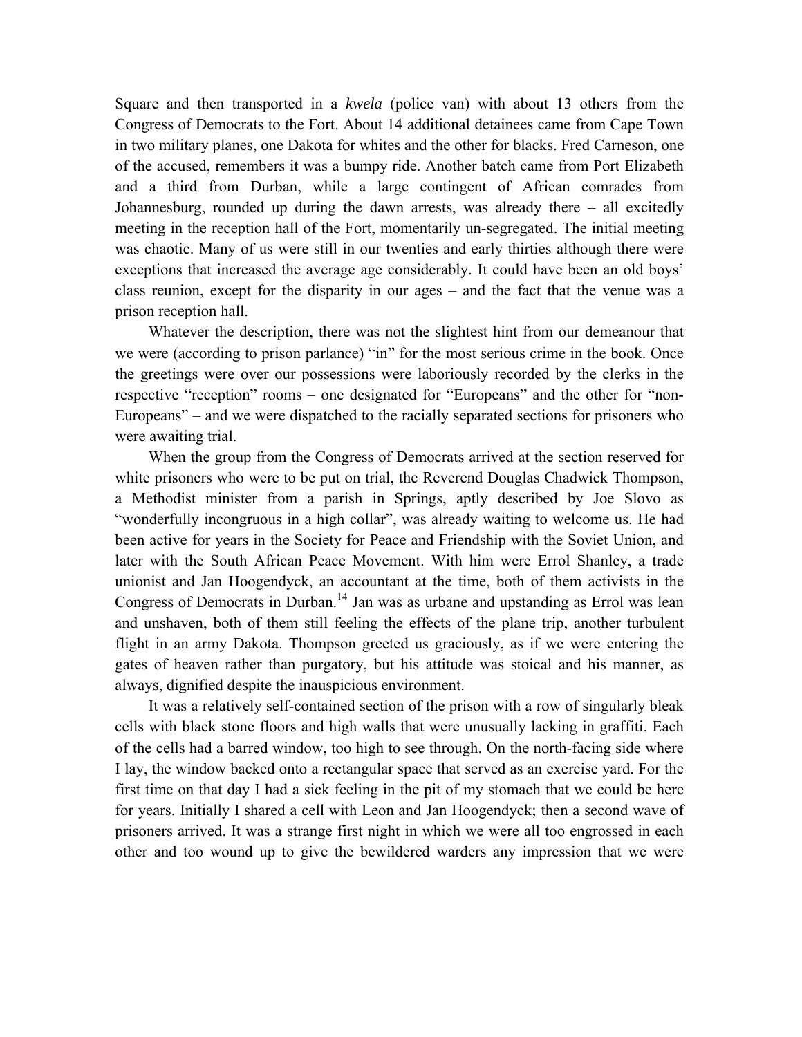Square and then transported in a *kwela* (police van) with about 13 others from the Congress of Democrats to the Fort. About 14 additional detainees came from Cape Town in two military planes, one Dakota for whites and the other for blacks. Fred Carneson, one of the accused, remembers it was a bumpy ride. Another batch came from Port Elizabeth and a third from Durban, while a large contingent of African comrades from Johannesburg, rounded up during the dawn arrests, was already there – all excitedly meeting in the reception hall of the Fort, momentarily un-segregated. The initial meeting was chaotic. Many of us were still in our twenties and early thirties although there were exceptions that increased the average age considerably. It could have been an old boys' class reunion, except for the disparity in our ages – and the fact that the venue was a prison reception hall.

Whatever the description, there was not the slightest hint from our demeanour that we were (according to prison parlance) "in" for the most serious crime in the book. Once the greetings were over our possessions were laboriously recorded by the clerks in the respective "reception" rooms – one designated for "Europeans" and the other for "non-Europeans" – and we were dispatched to the racially separated sections for prisoners who were awaiting trial.

When the group from the Congress of Democrats arrived at the section reserved for white prisoners who were to be put on trial, the Reverend Douglas Chadwick Thompson, a Methodist minister from a parish in Springs, aptly described by Joe Slovo as "wonderfully incongruous in a high collar", was already waiting to welcome us. He had been active for years in the Society for Peace and Friendship with the Soviet Union, and later with the South African Peace Movement. With him were Errol Shanley, a trade unionist and Jan Hoogendyck, an accountant at the time, both of them activists in the Congress of Democrats in Durban.[14] Jan was as urbane and upstanding as Errol was lean and unshaven, both of them still feeling the effects of the plane trip, another turbulent flight in an army Dakota. Thompson greeted us graciously, as if we were entering the gates of heaven rather than purgatory, but his attitude was stoical and his manner, as always, dignified despite the inauspicious environment.

It was a relatively self-contained section of the prison with a row of singularly bleak cells with black stone floors and high walls that were unusually lacking in graffiti. Each of the cells had a barred window, too high to see through. On the north-facing side where I lay, the window backed onto a rectangular space that served as an exercise yard. For the first time on that day I had a sick feeling in the pit of my stomach that we could be here for years. Initially I shared a cell with Leon and Jan Hoogendyck; then a second wave of prisoners arrived. It was a strange first night in which we were all too engrossed in each other and too wound up to give the bewildered warders any impression that we were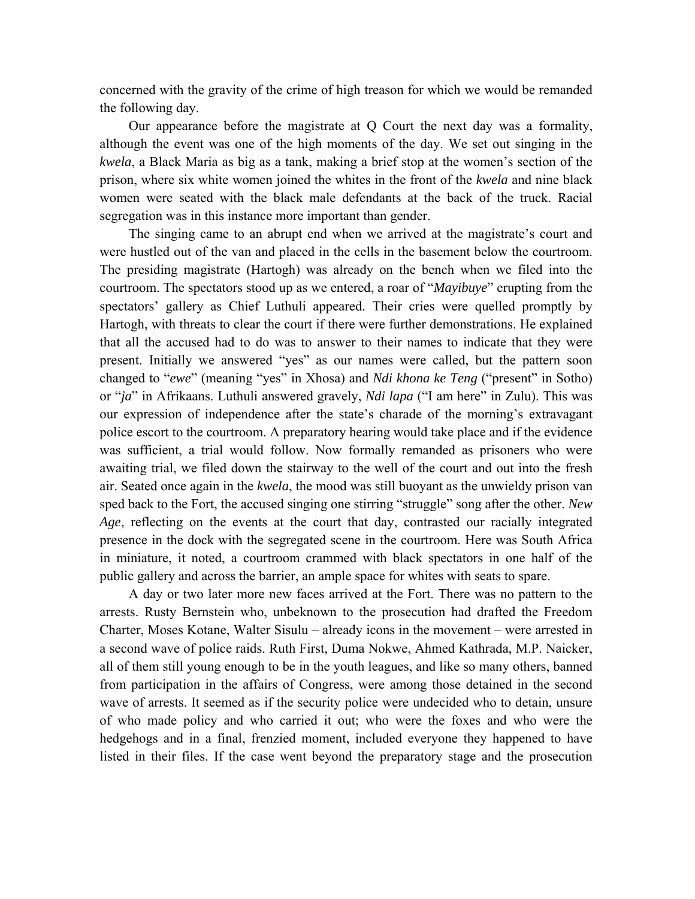concerned with the gravity of the crime of high treason for which we would be remanded the following day.

Our appearance before the magistrate at Q Court the next day was a formality, although the event was one of the high moments of the day. We set out singing in the *kwela*, a Black Maria as big as a tank, making a brief stop at the women's section of the prison, where six white women joined the whites in the front of the *kwela* and nine black women were seated with the black male defendants at the back of the truck. Racial segregation was in this instance more important than gender.

The singing came to an abrupt end when we arrived at the magistrate's court and were hustled out of the van and placed in the cells in the basement below the courtroom. The presiding magistrate (Hartogh) was already on the bench when we filed into the courtroom. The spectators stood up as we entered, a roar of "*Mayibuye*" erupting from the spectators' gallery as Chief Luthuli appeared. Their cries were quelled promptly by Hartogh, with threats to clear the court if there were further demonstrations. He explained that all the accused had to do was to answer to their names to indicate that they were present. Initially we answered "yes" as our names were called, but the pattern soon changed to "*ewe*" (meaning "yes" in Xhosa) and *Ndi khona ke Teng* ("present" in Sotho) or "*ja*" in Afrikaans. Luthuli answered gravely, *Ndi lapa* ("I am here" in Zulu). This was our expression of independence after the state's charade of the morning's extravagant police escort to the courtroom. A preparatory hearing would take place and if the evidence was sufficient, a trial would follow. Now formally remanded as prisoners who were awaiting trial, we filed down the stairway to the well of the court and out into the fresh air. Seated once again in the *kwela*, the mood was still buoyant as the unwieldy prison van sped back to the Fort, the accused singing one stirring "struggle" song after the other. *New Age*, reflecting on the events at the court that day, contrasted our racially integrated presence in the dock with the segregated scene in the courtroom. Here was South Africa in miniature, it noted, a courtroom crammed with black spectators in one half of the public gallery and across the barrier, an ample space for whites with seats to spare.

A day or two later more new faces arrived at the Fort. There was no pattern to the arrests. Rusty Bernstein who, unbeknown to the prosecution had drafted the Freedom Charter, Moses Kotane, Walter Sisulu – already icons in the movement – were arrested in a second wave of police raids. Ruth First, Duma Nokwe, Ahmed Kathrada, M.P. Naicker, all of them still young enough to be in the youth leagues, and like so many others, banned from participation in the affairs of Congress, were among those detained in the second wave of arrests. It seemed as if the security police were undecided who to detain, unsure of who made policy and who carried it out; who were the foxes and who were the hedgehogs and in a final, frenzied moment, included everyone they happened to have listed in their files. If the case went beyond the preparatory stage and the prosecution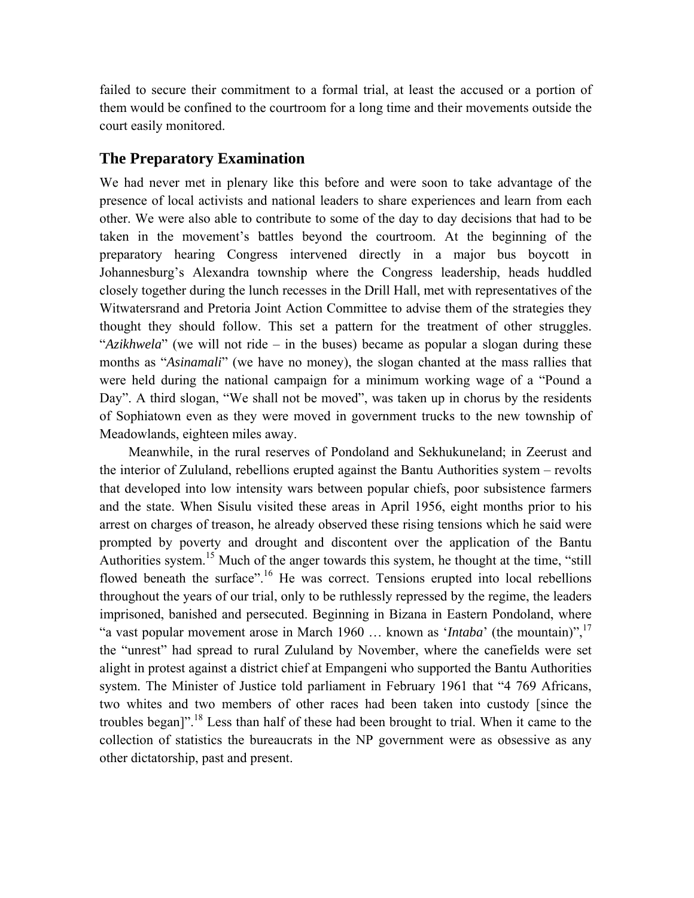failed to secure their commitment to a formal trial, at least the accused or a portion of them would be confined to the courtroom for a long time and their movements outside the court easily monitored.

## The Preparatory Examination

We had never met in plenary like this before and were soon to take advantage of the presence of local activists and national leaders to share experiences and learn from each other. We were also able to contribute to some of the day to day decisions that had to be taken in the movement's battles beyond the courtroom. At the beginning of the preparatory hearing Congress intervened directly in a major bus boycott in Johannesburg's Alexandra township where the Congress leadership, heads huddled closely together during the lunch recesses in the Drill Hall, met with representatives of the Witwatersrand and Pretoria Joint Action Committee to advise them of the strategies they thought they should follow. This set a pattern for the treatment of other struggles. "*Azikhwela*" (we will not ride – in the buses) became as popular a slogan during these months as "*Asinamali*" (we have no money), the slogan chanted at the mass rallies that were held during the national campaign for a minimum working wage of a "Pound a Day". A third slogan, "We shall not be moved", was taken up in chorus by the residents of Sophiatown even as they were moved in government trucks to the new township of Meadowlands, eighteen miles away.

Meanwhile, in the rural reserves of Pondoland and Sekhukuneland; in Zeerust and the interior of Zululand, rebellions erupted against the Bantu Authorities system – revolts that developed into low intensity wars between popular chiefs, poor subsistence farmers and the state. When Sisulu visited these areas in April 1956, eight months prior to his arrest on charges of treason, he already observed these rising tensions which he said were prompted by poverty and drought and discontent over the application of the Bantu Authorities system.[15] Much of the anger towards this system, he thought at the time, "still flowed beneath the surface".[16] He was correct. Tensions erupted into local rebellions throughout the years of our trial, only to be ruthlessly repressed by the regime, the leaders imprisoned, banished and persecuted. Beginning in Bizana in Eastern Pondoland, where "a vast popular movement arose in March 1960 … known as '*Intaba*' (the mountain)",[17] the "unrest" had spread to rural Zululand by November, where the canefields were set alight in protest against a district chief at Empangeni who supported the Bantu Authorities system. The Minister of Justice told parliament in February 1961 that "4 769 Africans, two whites and two members of other races had been taken into custody [since the troubles began]".[18] Less than half of these had been brought to trial. When it came to the collection of statistics the bureaucrats in the NP government were as obsessive as any other dictatorship, past and present.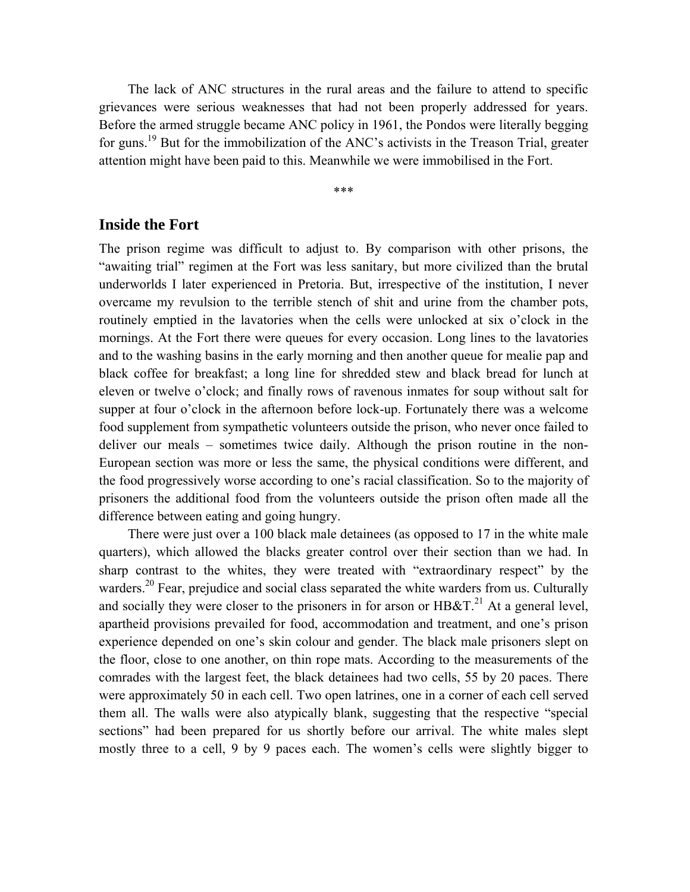The lack of ANC structures in the rural areas and the failure to attend to specific grievances were serious weaknesses that had not been properly addressed for years. Before the armed struggle became ANC policy in 1961, the Pondos were literally begging for guns.[19] But for the immobilization of the ANC's activists in the Treason Trial, greater attention might have been paid to this. Meanwhile we were immobilised in the Fort.

***

## Inside the Fort

The prison regime was difficult to adjust to. By comparison with other prisons, the "awaiting trial" regimen at the Fort was less sanitary, but more civilized than the brutal underworlds I later experienced in Pretoria. But, irrespective of the institution, I never overcame my revulsion to the terrible stench of shit and urine from the chamber pots, routinely emptied in the lavatories when the cells were unlocked at six o'clock in the mornings. At the Fort there were queues for every occasion. Long lines to the lavatories and to the washing basins in the early morning and then another queue for mealie pap and black coffee for breakfast; a long line for shredded stew and black bread for lunch at eleven or twelve o'clock; and finally rows of ravenous inmates for soup without salt for supper at four o'clock in the afternoon before lock-up. Fortunately there was a welcome food supplement from sympathetic volunteers outside the prison, who never once failed to deliver our meals – sometimes twice daily. Although the prison routine in the non-European section was more or less the same, the physical conditions were different, and the food progressively worse according to one's racial classification. So to the majority of prisoners the additional food from the volunteers outside the prison often made all the difference between eating and going hungry.

There were just over a 100 black male detainees (as opposed to 17 in the white male quarters), which allowed the blacks greater control over their section than we had. In sharp contrast to the whites, they were treated with "extraordinary respect" by the warders.[20] Fear, prejudice and social class separated the white warders from us. Culturally and socially they were closer to the prisoners in for arson or HB&T.[21] At a general level, apartheid provisions prevailed for food, accommodation and treatment, and one's prison experience depended on one's skin colour and gender. The black male prisoners slept on the floor, close to one another, on thin rope mats. According to the measurements of the comrades with the largest feet, the black detainees had two cells, 55 by 20 paces. There were approximately 50 in each cell. Two open latrines, one in a corner of each cell served them all. The walls were also atypically blank, suggesting that the respective "special sections" had been prepared for us shortly before our arrival. The white males slept mostly three to a cell, 9 by 9 paces each. The women's cells were slightly bigger to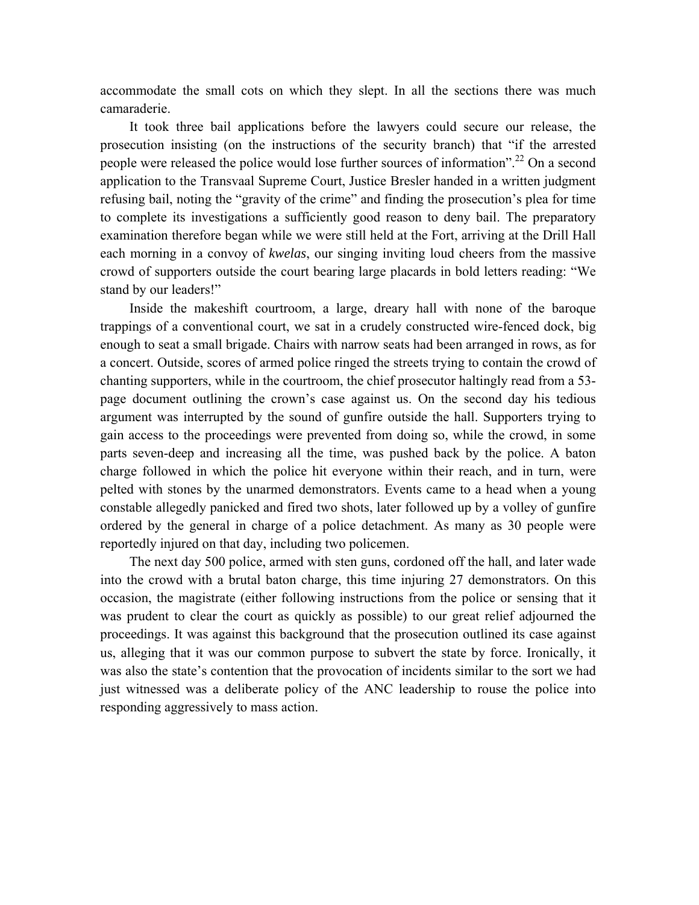accommodate the small cots on which they slept. In all the sections there was much camaraderie.

It took three bail applications before the lawyers could secure our release, the prosecution insisting (on the instructions of the security branch) that "if the arrested people were released the police would lose further sources of information".[22] On a second application to the Transvaal Supreme Court, Justice Bresler handed in a written judgment refusing bail, noting the "gravity of the crime" and finding the prosecution's plea for time to complete its investigations a sufficiently good reason to deny bail. The preparatory examination therefore began while we were still held at the Fort, arriving at the Drill Hall each morning in a convoy of *kwelas*, our singing inviting loud cheers from the massive crowd of supporters outside the court bearing large placards in bold letters reading: "We stand by our leaders!"

Inside the makeshift courtroom, a large, dreary hall with none of the baroque trappings of a conventional court, we sat in a crudely constructed wire-fenced dock, big enough to seat a small brigade. Chairs with narrow seats had been arranged in rows, as for a concert. Outside, scores of armed police ringed the streets trying to contain the crowd of chanting supporters, while in the courtroom, the chief prosecutor haltingly read from a 53-page document outlining the crown's case against us. On the second day his tedious argument was interrupted by the sound of gunfire outside the hall. Supporters trying to gain access to the proceedings were prevented from doing so, while the crowd, in some parts seven-deep and increasing all the time, was pushed back by the police. A baton charge followed in which the police hit everyone within their reach, and in turn, were pelted with stones by the unarmed demonstrators. Events came to a head when a young constable allegedly panicked and fired two shots, later followed up by a volley of gunfire ordered by the general in charge of a police detachment. As many as 30 people were reportedly injured on that day, including two policemen.

The next day 500 police, armed with sten guns, cordoned off the hall, and later wade into the crowd with a brutal baton charge, this time injuring 27 demonstrators. On this occasion, the magistrate (either following instructions from the police or sensing that it was prudent to clear the court as quickly as possible) to our great relief adjourned the proceedings. It was against this background that the prosecution outlined its case against us, alleging that it was our common purpose to subvert the state by force. Ironically, it was also the state's contention that the provocation of incidents similar to the sort we had just witnessed was a deliberate policy of the ANC leadership to rouse the police into responding aggressively to mass action.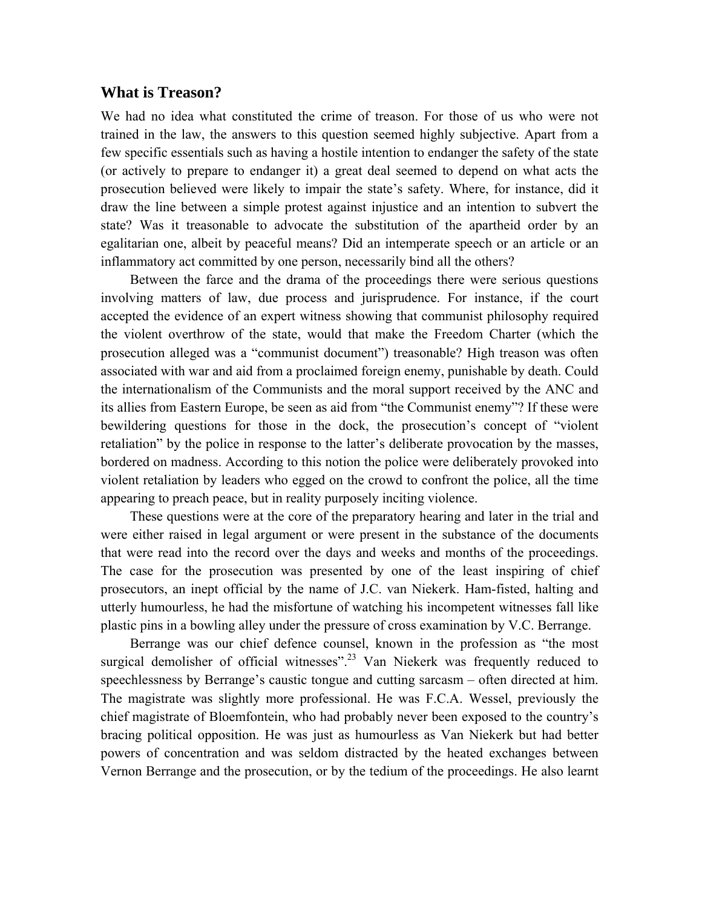## What is Treason?

We had no idea what constituted the crime of treason. For those of us who were not trained in the law, the answers to this question seemed highly subjective. Apart from a few specific essentials such as having a hostile intention to endanger the safety of the state (or actively to prepare to endanger it) a great deal seemed to depend on what acts the prosecution believed were likely to impair the state's safety. Where, for instance, did it draw the line between a simple protest against injustice and an intention to subvert the state? Was it treasonable to advocate the substitution of the apartheid order by an egalitarian one, albeit by peaceful means? Did an intemperate speech or an article or an inflammatory act committed by one person, necessarily bind all the others?

Between the farce and the drama of the proceedings there were serious questions involving matters of law, due process and jurisprudence. For instance, if the court accepted the evidence of an expert witness showing that communist philosophy required the violent overthrow of the state, would that make the Freedom Charter (which the prosecution alleged was a "communist document") treasonable? High treason was often associated with war and aid from a proclaimed foreign enemy, punishable by death. Could the internationalism of the Communists and the moral support received by the ANC and its allies from Eastern Europe, be seen as aid from "the Communist enemy"? If these were bewildering questions for those in the dock, the prosecution's concept of "violent retaliation" by the police in response to the latter's deliberate provocation by the masses, bordered on madness. According to this notion the police were deliberately provoked into violent retaliation by leaders who egged on the crowd to confront the police, all the time appearing to preach peace, but in reality purposely inciting violence.

These questions were at the core of the preparatory hearing and later in the trial and were either raised in legal argument or were present in the substance of the documents that were read into the record over the days and weeks and months of the proceedings. The case for the prosecution was presented by one of the least inspiring of chief prosecutors, an inept official by the name of J.C. van Niekerk. Ham-fisted, halting and utterly humourless, he had the misfortune of watching his incompetent witnesses fall like plastic pins in a bowling alley under the pressure of cross examination by V.C. Berrange.

Berrange was our chief defence counsel, known in the profession as "the most surgical demolisher of official witnesses".[23] Van Niekerk was frequently reduced to speechlessness by Berrange's caustic tongue and cutting sarcasm – often directed at him. The magistrate was slightly more professional. He was F.C.A. Wessel, previously the chief magistrate of Bloemfontein, who had probably never been exposed to the country's bracing political opposition. He was just as humourless as Van Niekerk but had better powers of concentration and was seldom distracted by the heated exchanges between Vernon Berrange and the prosecution, or by the tedium of the proceedings. He also learnt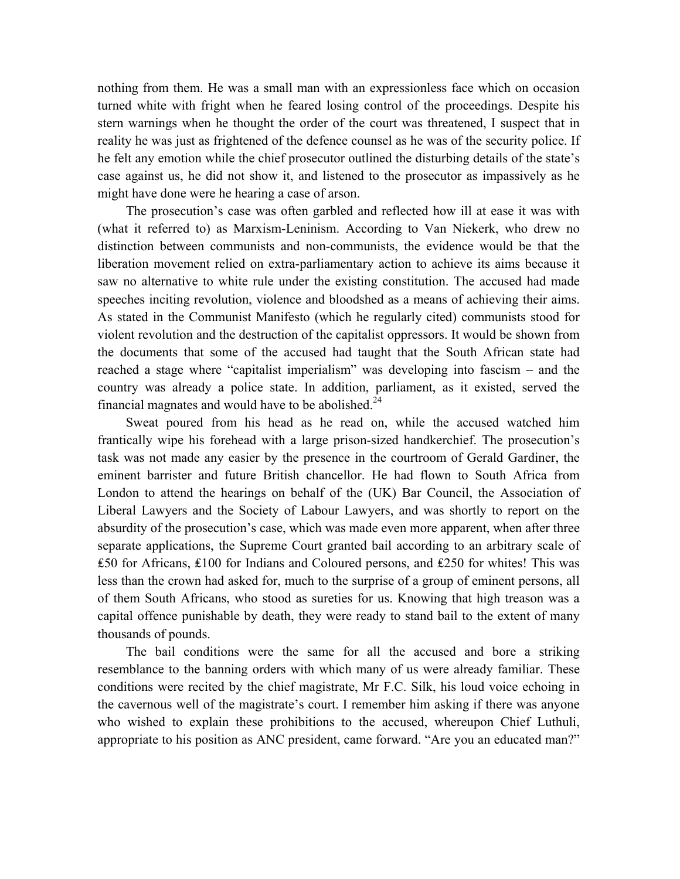nothing from them. He was a small man with an expressionless face which on occasion turned white with fright when he feared losing control of the proceedings. Despite his stern warnings when he thought the order of the court was threatened, I suspect that in reality he was just as frightened of the defence counsel as he was of the security police. If he felt any emotion while the chief prosecutor outlined the disturbing details of the state's case against us, he did not show it, and listened to the prosecutor as impassively as he might have done were he hearing a case of arson.

The prosecution's case was often garbled and reflected how ill at ease it was with (what it referred to) as Marxism-Leninism. According to Van Niekerk, who drew no distinction between communists and non-communists, the evidence would be that the liberation movement relied on extra-parliamentary action to achieve its aims because it saw no alternative to white rule under the existing constitution. The accused had made speeches inciting revolution, violence and bloodshed as a means of achieving their aims. As stated in the Communist Manifesto (which he regularly cited) communists stood for violent revolution and the destruction of the capitalist oppressors. It would be shown from the documents that some of the accused had taught that the South African state had reached a stage where "capitalist imperialism" was developing into fascism – and the country was already a police state. In addition, parliament, as it existed, served the financial magnates and would have to be abolished.[24]

Sweat poured from his head as he read on, while the accused watched him frantically wipe his forehead with a large prison-sized handkerchief. The prosecution's task was not made any easier by the presence in the courtroom of Gerald Gardiner, the eminent barrister and future British chancellor. He had flown to South Africa from London to attend the hearings on behalf of the (UK) Bar Council, the Association of Liberal Lawyers and the Society of Labour Lawyers, and was shortly to report on the absurdity of the prosecution's case, which was made even more apparent, when after three separate applications, the Supreme Court granted bail according to an arbitrary scale of ₤50 for Africans, ₤100 for Indians and Coloured persons, and ₤250 for whites! This was less than the crown had asked for, much to the surprise of a group of eminent persons, all of them South Africans, who stood as sureties for us. Knowing that high treason was a capital offence punishable by death, they were ready to stand bail to the extent of many thousands of pounds.

The bail conditions were the same for all the accused and bore a striking resemblance to the banning orders with which many of us were already familiar. These conditions were recited by the chief magistrate, Mr F.C. Silk, his loud voice echoing in the cavernous well of the magistrate's court. I remember him asking if there was anyone who wished to explain these prohibitions to the accused, whereupon Chief Luthuli, appropriate to his position as ANC president, came forward. "Are you an educated man?"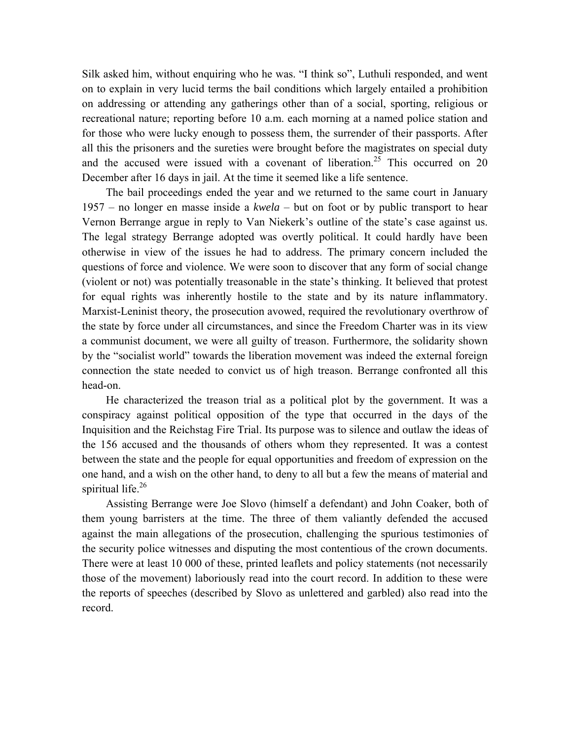Silk asked him, without enquiring who he was. "I think so", Luthuli responded, and went on to explain in very lucid terms the bail conditions which largely entailed a prohibition on addressing or attending any gatherings other than of a social, sporting, religious or recreational nature; reporting before 10 a.m. each morning at a named police station and for those who were lucky enough to possess them, the surrender of their passports. After all this the prisoners and the sureties were brought before the magistrates on special duty and the accused were issued with a covenant of liberation.[25] This occurred on 20 December after 16 days in jail. At the time it seemed like a life sentence.

The bail proceedings ended the year and we returned to the same court in January 1957 – no longer en masse inside a *kwela* – but on foot or by public transport to hear Vernon Berrange argue in reply to Van Niekerk's outline of the state's case against us. The legal strategy Berrange adopted was overtly political. It could hardly have been otherwise in view of the issues he had to address. The primary concern included the questions of force and violence. We were soon to discover that any form of social change (violent or not) was potentially treasonable in the state's thinking. It believed that protest for equal rights was inherently hostile to the state and by its nature inflammatory. Marxist-Leninist theory, the prosecution avowed, required the revolutionary overthrow of the state by force under all circumstances, and since the Freedom Charter was in its view a communist document, we were all guilty of treason. Furthermore, the solidarity shown by the "socialist world" towards the liberation movement was indeed the external foreign connection the state needed to convict us of high treason. Berrange confronted all this head-on.

He characterized the treason trial as a political plot by the government. It was a conspiracy against political opposition of the type that occurred in the days of the Inquisition and the Reichstag Fire Trial. Its purpose was to silence and outlaw the ideas of the 156 accused and the thousands of others whom they represented. It was a contest between the state and the people for equal opportunities and freedom of expression on the one hand, and a wish on the other hand, to deny to all but a few the means of material and spiritual life.[26]

Assisting Berrange were Joe Slovo (himself a defendant) and John Coaker, both of them young barristers at the time. The three of them valiantly defended the accused against the main allegations of the prosecution, challenging the spurious testimonies of the security police witnesses and disputing the most contentious of the crown documents. There were at least 10 000 of these, printed leaflets and policy statements (not necessarily those of the movement) laboriously read into the court record. In addition to these were the reports of speeches (described by Slovo as unlettered and garbled) also read into the record.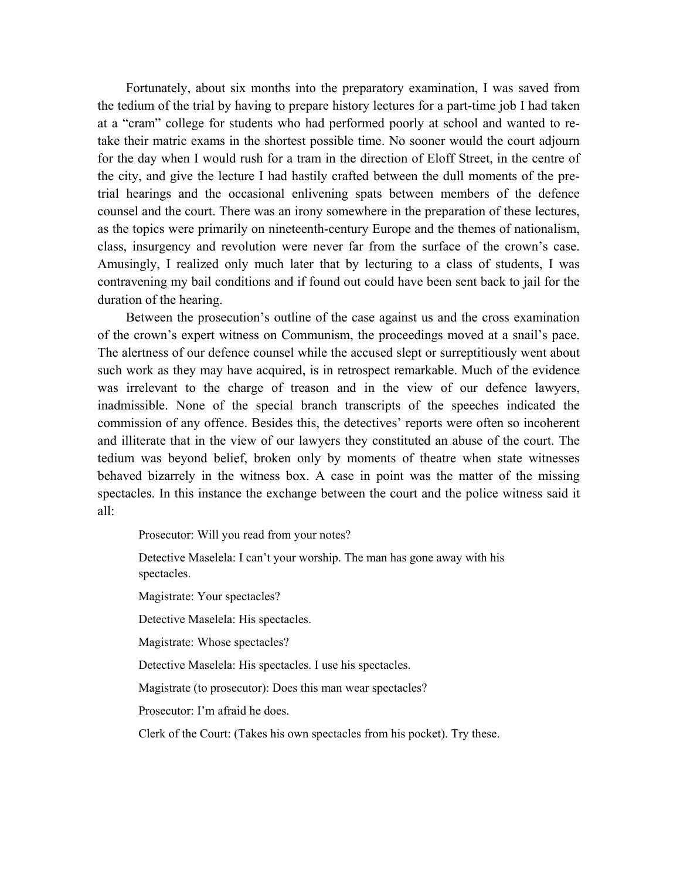Fortunately, about six months into the preparatory examination, I was saved from the tedium of the trial by having to prepare history lectures for a part-time job I had taken at a "cram" college for students who had performed poorly at school and wanted to re-take their matric exams in the shortest possible time. No sooner would the court adjourn for the day when I would rush for a tram in the direction of Eloff Street, in the centre of the city, and give the lecture I had hastily crafted between the dull moments of the pre-trial hearings and the occasional enlivening spats between members of the defence counsel and the court. There was an irony somewhere in the preparation of these lectures, as the topics were primarily on nineteenth-century Europe and the themes of nationalism, class, insurgency and revolution were never far from the surface of the crown's case. Amusingly, I realized only much later that by lecturing to a class of students, I was contravening my bail conditions and if found out could have been sent back to jail for the duration of the hearing.

Between the prosecution's outline of the case against us and the cross examination of the crown's expert witness on Communism, the proceedings moved at a snail's pace. The alertness of our defence counsel while the accused slept or surreptitiously went about such work as they may have acquired, is in retrospect remarkable. Much of the evidence was irrelevant to the charge of treason and in the view of our defence lawyers, inadmissible. None of the special branch transcripts of the speeches indicated the commission of any offence. Besides this, the detectives' reports were often so incoherent and illiterate that in the view of our lawyers they constituted an abuse of the court. The tedium was beyond belief, broken only by moments of theatre when state witnesses behaved bizarrely in the witness box. A case in point was the matter of the missing spectacles. In this instance the exchange between the court and the police witness said it all:

> Prosecutor: Will you read from your notes?
>
> Detective Maselela: I can't your worship. The man has gone away with his spectacles.
>
> Magistrate: Your spectacles?
>
> Detective Maselela: His spectacles.
>
> Magistrate: Whose spectacles?
>
> Detective Maselela: His spectacles. I use his spectacles.
>
> Magistrate (to prosecutor): Does this man wear spectacles?
>
> Prosecutor: I'm afraid he does.
>
> Clerk of the Court: (Takes his own spectacles from his pocket). Try these.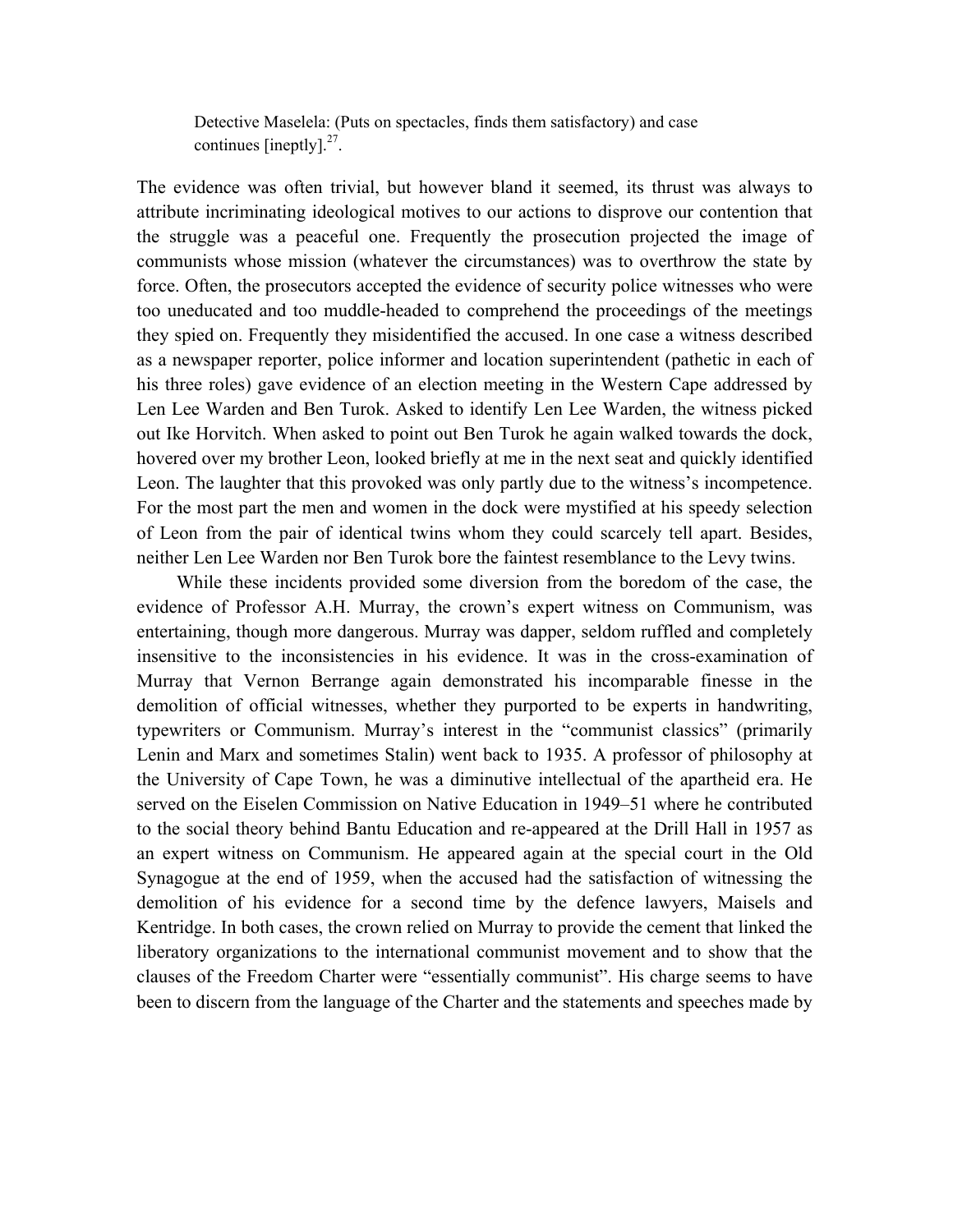> Detective Maselela: (Puts on spectacles, finds them satisfactory) and case continues [ineptly].[27].

The evidence was often trivial, but however bland it seemed, its thrust was always to attribute incriminating ideological motives to our actions to disprove our contention that the struggle was a peaceful one. Frequently the prosecution projected the image of communists whose mission (whatever the circumstances) was to overthrow the state by force. Often, the prosecutors accepted the evidence of security police witnesses who were too uneducated and too muddle-headed to comprehend the proceedings of the meetings they spied on. Frequently they misidentified the accused. In one case a witness described as a newspaper reporter, police informer and location superintendent (pathetic in each of his three roles) gave evidence of an election meeting in the Western Cape addressed by Len Lee Warden and Ben Turok. Asked to identify Len Lee Warden, the witness picked out Ike Horvitch. When asked to point out Ben Turok he again walked towards the dock, hovered over my brother Leon, looked briefly at me in the next seat and quickly identified Leon. The laughter that this provoked was only partly due to the witness's incompetence. For the most part the men and women in the dock were mystified at his speedy selection of Leon from the pair of identical twins whom they could scarcely tell apart. Besides, neither Len Lee Warden nor Ben Turok bore the faintest resemblance to the Levy twins.

While these incidents provided some diversion from the boredom of the case, the evidence of Professor A.H. Murray, the crown's expert witness on Communism, was entertaining, though more dangerous. Murray was dapper, seldom ruffled and completely insensitive to the inconsistencies in his evidence. It was in the cross-examination of Murray that Vernon Berrange again demonstrated his incomparable finesse in the demolition of official witnesses, whether they purported to be experts in handwriting, typewriters or Communism. Murray's interest in the "communist classics" (primarily Lenin and Marx and sometimes Stalin) went back to 1935. A professor of philosophy at the University of Cape Town, he was a diminutive intellectual of the apartheid era. He served on the Eiselen Commission on Native Education in 1949–51 where he contributed to the social theory behind Bantu Education and re-appeared at the Drill Hall in 1957 as an expert witness on Communism. He appeared again at the special court in the Old Synagogue at the end of 1959, when the accused had the satisfaction of witnessing the demolition of his evidence for a second time by the defence lawyers, Maisels and Kentridge. In both cases, the crown relied on Murray to provide the cement that linked the liberatory organizations to the international communist movement and to show that the clauses of the Freedom Charter were "essentially communist". His charge seems to have been to discern from the language of the Charter and the statements and speeches made by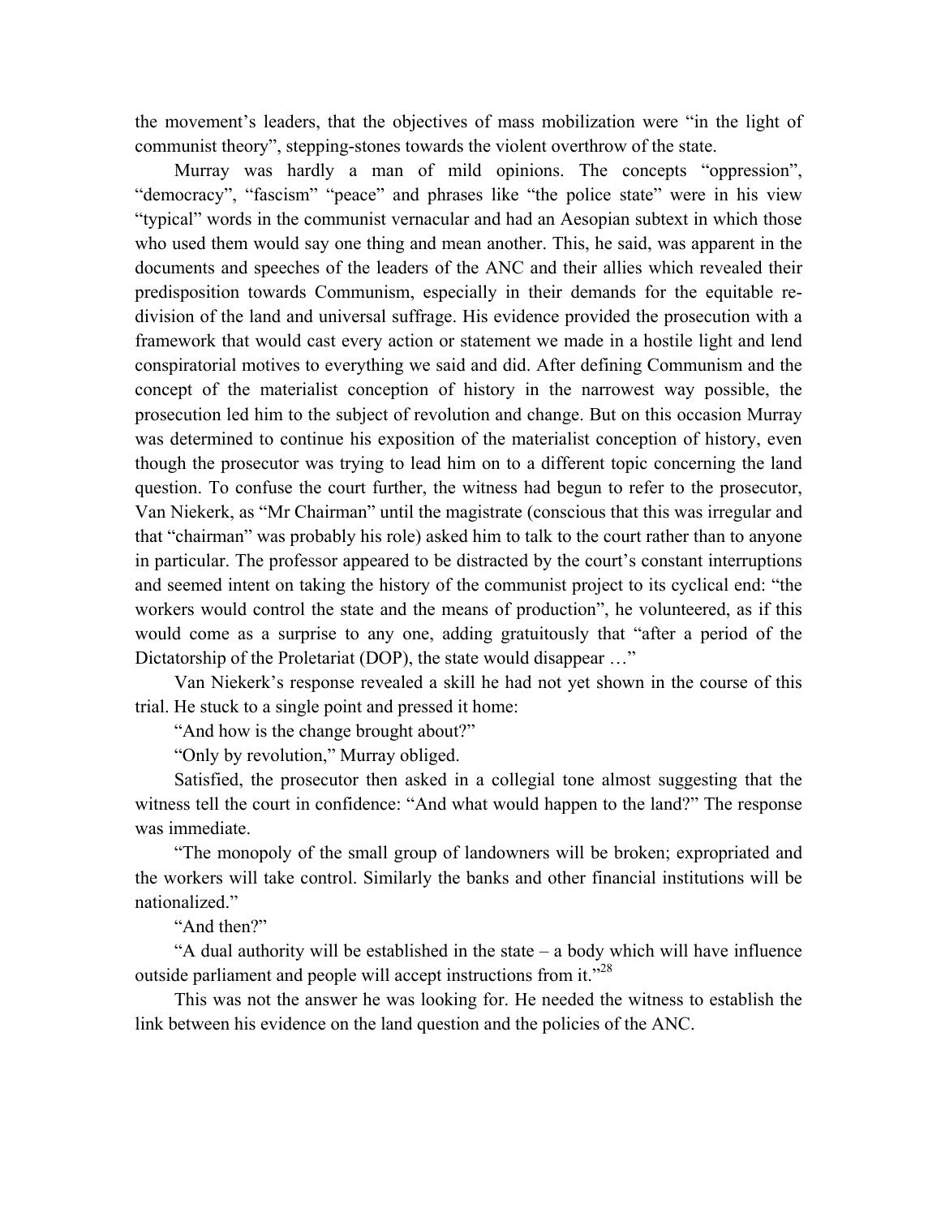the movement's leaders, that the objectives of mass mobilization were "in the light of communist theory", stepping-stones towards the violent overthrow of the state.

Murray was hardly a man of mild opinions. The concepts "oppression", "democracy", "fascism" "peace" and phrases like "the police state" were in his view "typical" words in the communist vernacular and had an Aesopian subtext in which those who used them would say one thing and mean another. This, he said, was apparent in the documents and speeches of the leaders of the ANC and their allies which revealed their predisposition towards Communism, especially in their demands for the equitable re-division of the land and universal suffrage. His evidence provided the prosecution with a framework that would cast every action or statement we made in a hostile light and lend conspiratorial motives to everything we said and did. After defining Communism and the concept of the materialist conception of history in the narrowest way possible, the prosecution led him to the subject of revolution and change. But on this occasion Murray was determined to continue his exposition of the materialist conception of history, even though the prosecutor was trying to lead him on to a different topic concerning the land question. To confuse the court further, the witness had begun to refer to the prosecutor, Van Niekerk, as "Mr Chairman" until the magistrate (conscious that this was irregular and that "chairman" was probably his role) asked him to talk to the court rather than to anyone in particular. The professor appeared to be distracted by the court's constant interruptions and seemed intent on taking the history of the communist project to its cyclical end: "the workers would control the state and the means of production", he volunteered, as if this would come as a surprise to any one, adding gratuitously that "after a period of the Dictatorship of the Proletariat (DOP), the state would disappear …"

Van Niekerk's response revealed a skill he had not yet shown in the course of this trial. He stuck to a single point and pressed it home:

"And how is the change brought about?"

"Only by revolution," Murray obliged.

Satisfied, the prosecutor then asked in a collegial tone almost suggesting that the witness tell the court in confidence: "And what would happen to the land?" The response was immediate.

"The monopoly of the small group of landowners will be broken; expropriated and the workers will take control. Similarly the banks and other financial institutions will be nationalized."

"And then?"

"A dual authority will be established in the state – a body which will have influence outside parliament and people will accept instructions from it."[28]

This was not the answer he was looking for. He needed the witness to establish the link between his evidence on the land question and the policies of the ANC.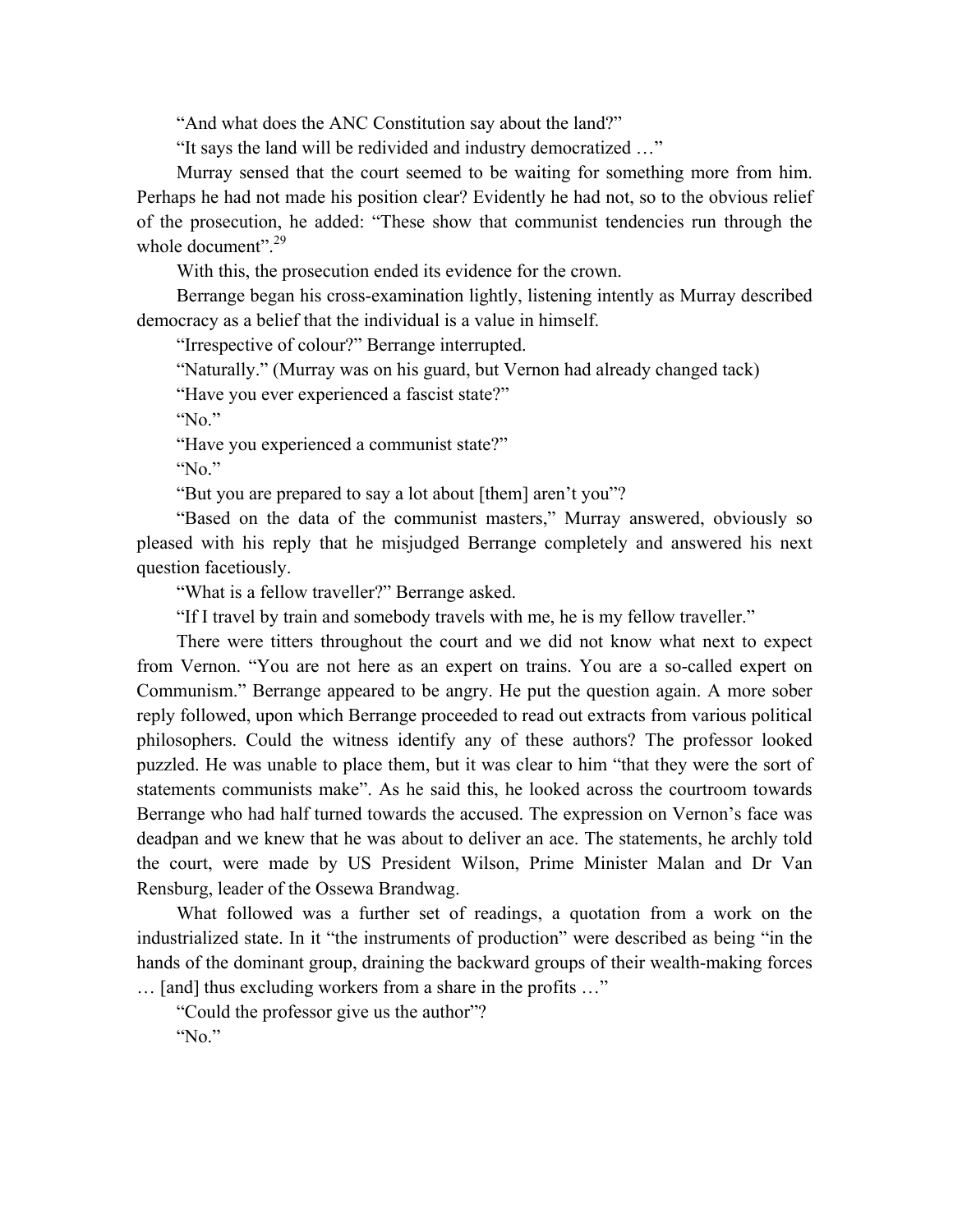"And what does the ANC Constitution say about the land?"

"It says the land will be redivided and industry democratized …"

Murray sensed that the court seemed to be waiting for something more from him. Perhaps he had not made his position clear? Evidently he had not, so to the obvious relief of the prosecution, he added: "These show that communist tendencies run through the whole document".[29]

With this, the prosecution ended its evidence for the crown.

Berrange began his cross-examination lightly, listening intently as Murray described democracy as a belief that the individual is a value in himself.

"Irrespective of colour?" Berrange interrupted.

"Naturally." (Murray was on his guard, but Vernon had already changed tack)

"Have you ever experienced a fascist state?"

"No."

"Have you experienced a communist state?"

"No."

"But you are prepared to say a lot about [them] aren't you"?

"Based on the data of the communist masters," Murray answered, obviously so pleased with his reply that he misjudged Berrange completely and answered his next question facetiously.

"What is a fellow traveller?" Berrange asked.

"If I travel by train and somebody travels with me, he is my fellow traveller."

There were titters throughout the court and we did not know what next to expect from Vernon. "You are not here as an expert on trains. You are a so-called expert on Communism." Berrange appeared to be angry. He put the question again. A more sober reply followed, upon which Berrange proceeded to read out extracts from various political philosophers. Could the witness identify any of these authors? The professor looked puzzled. He was unable to place them, but it was clear to him "that they were the sort of statements communists make". As he said this, he looked across the courtroom towards Berrange who had half turned towards the accused. The expression on Vernon's face was deadpan and we knew that he was about to deliver an ace. The statements, he archly told the court, were made by US President Wilson, Prime Minister Malan and Dr Van Rensburg, leader of the Ossewa Brandwag.

What followed was a further set of readings, a quotation from a work on the industrialized state. In it "the instruments of production" were described as being "in the hands of the dominant group, draining the backward groups of their wealth-making forces … [and] thus excluding workers from a share in the profits …"

"Could the professor give us the author"?

"No."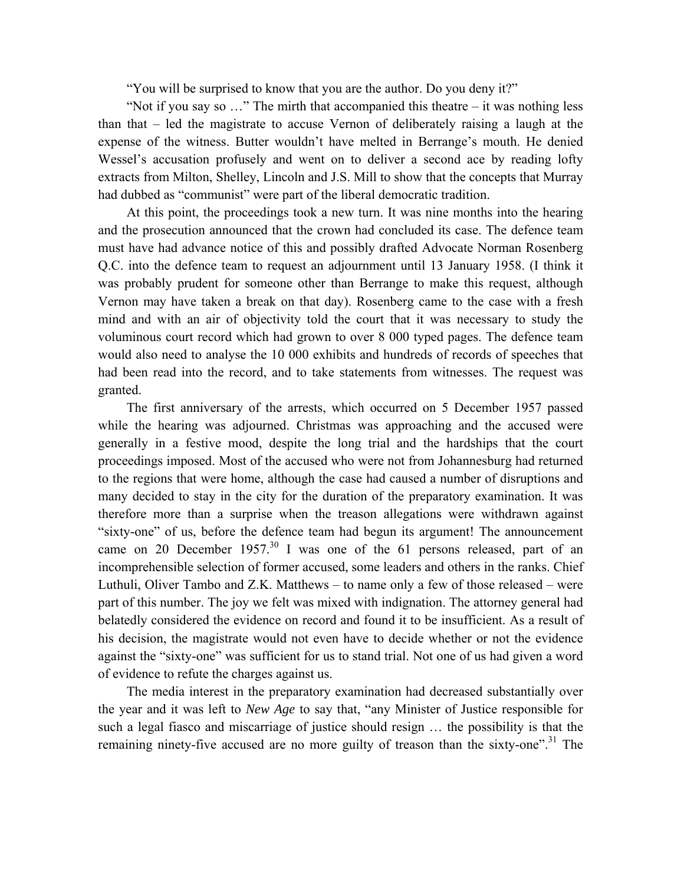"You will be surprised to know that you are the author. Do you deny it?"

"Not if you say so …" The mirth that accompanied this theatre – it was nothing less than that – led the magistrate to accuse Vernon of deliberately raising a laugh at the expense of the witness. Butter wouldn't have melted in Berrange's mouth. He denied Wessel's accusation profusely and went on to deliver a second ace by reading lofty extracts from Milton, Shelley, Lincoln and J.S. Mill to show that the concepts that Murray had dubbed as "communist" were part of the liberal democratic tradition.

At this point, the proceedings took a new turn. It was nine months into the hearing and the prosecution announced that the crown had concluded its case. The defence team must have had advance notice of this and possibly drafted Advocate Norman Rosenberg Q.C. into the defence team to request an adjournment until 13 January 1958. (I think it was probably prudent for someone other than Berrange to make this request, although Vernon may have taken a break on that day). Rosenberg came to the case with a fresh mind and with an air of objectivity told the court that it was necessary to study the voluminous court record which had grown to over 8 000 typed pages. The defence team would also need to analyse the 10 000 exhibits and hundreds of records of speeches that had been read into the record, and to take statements from witnesses. The request was granted.

The first anniversary of the arrests, which occurred on 5 December 1957 passed while the hearing was adjourned. Christmas was approaching and the accused were generally in a festive mood, despite the long trial and the hardships that the court proceedings imposed. Most of the accused who were not from Johannesburg had returned to the regions that were home, although the case had caused a number of disruptions and many decided to stay in the city for the duration of the preparatory examination. It was therefore more than a surprise when the treason allegations were withdrawn against "sixty-one" of us, before the defence team had begun its argument! The announcement came on 20 December 1957.[30] I was one of the 61 persons released, part of an incomprehensible selection of former accused, some leaders and others in the ranks. Chief Luthuli, Oliver Tambo and Z.K. Matthews – to name only a few of those released – were part of this number. The joy we felt was mixed with indignation. The attorney general had belatedly considered the evidence on record and found it to be insufficient. As a result of his decision, the magistrate would not even have to decide whether or not the evidence against the "sixty-one" was sufficient for us to stand trial. Not one of us had given a word of evidence to refute the charges against us.

The media interest in the preparatory examination had decreased substantially over the year and it was left to *New Age* to say that, "any Minister of Justice responsible for such a legal fiasco and miscarriage of justice should resign … the possibility is that the remaining ninety-five accused are no more guilty of treason than the sixty-one".[31] The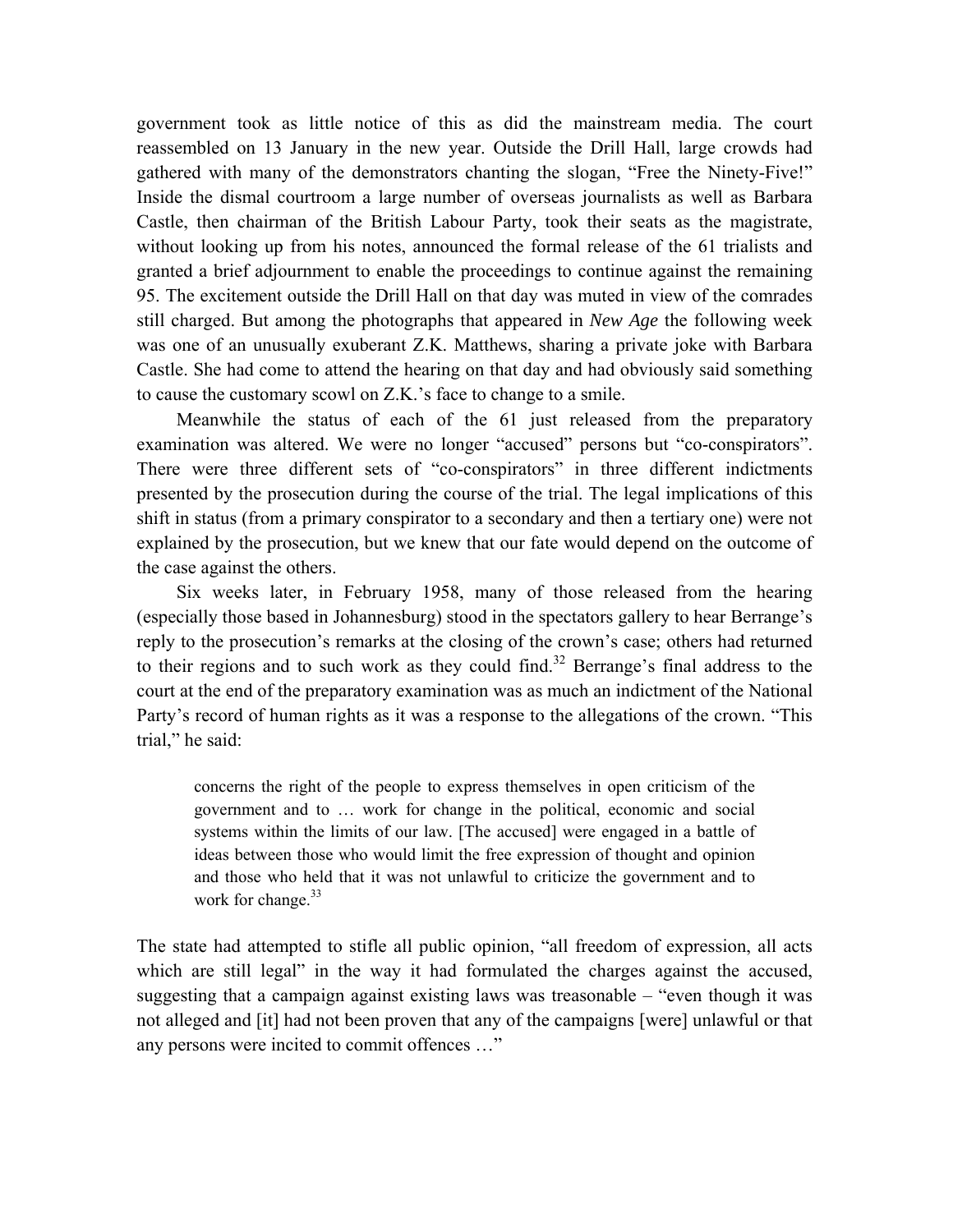government took as little notice of this as did the mainstream media. The court reassembled on 13 January in the new year. Outside the Drill Hall, large crowds had gathered with many of the demonstrators chanting the slogan, "Free the Ninety-Five!" Inside the dismal courtroom a large number of overseas journalists as well as Barbara Castle, then chairman of the British Labour Party, took their seats as the magistrate, without looking up from his notes, announced the formal release of the 61 trialists and granted a brief adjournment to enable the proceedings to continue against the remaining 95. The excitement outside the Drill Hall on that day was muted in view of the comrades still charged. But among the photographs that appeared in *New Age* the following week was one of an unusually exuberant Z.K. Matthews, sharing a private joke with Barbara Castle. She had come to attend the hearing on that day and had obviously said something to cause the customary scowl on Z.K.'s face to change to a smile.

Meanwhile the status of each of the 61 just released from the preparatory examination was altered. We were no longer "accused" persons but "co-conspirators". There were three different sets of "co-conspirators" in three different indictments presented by the prosecution during the course of the trial. The legal implications of this shift in status (from a primary conspirator to a secondary and then a tertiary one) were not explained by the prosecution, but we knew that our fate would depend on the outcome of the case against the others.

Six weeks later, in February 1958, many of those released from the hearing (especially those based in Johannesburg) stood in the spectators gallery to hear Berrange's reply to the prosecution's remarks at the closing of the crown's case; others had returned to their regions and to such work as they could find.[32] Berrange's final address to the court at the end of the preparatory examination was as much an indictment of the National Party's record of human rights as it was a response to the allegations of the crown. "This trial," he said:

> concerns the right of the people to express themselves in open criticism of the government and to … work for change in the political, economic and social systems within the limits of our law. [The accused] were engaged in a battle of ideas between those who would limit the free expression of thought and opinion and those who held that it was not unlawful to criticize the government and to work for change.[33]

The state had attempted to stifle all public opinion, "all freedom of expression, all acts which are still legal" in the way it had formulated the charges against the accused, suggesting that a campaign against existing laws was treasonable – "even though it was not alleged and [it] had not been proven that any of the campaigns [were] unlawful or that any persons were incited to commit offences …"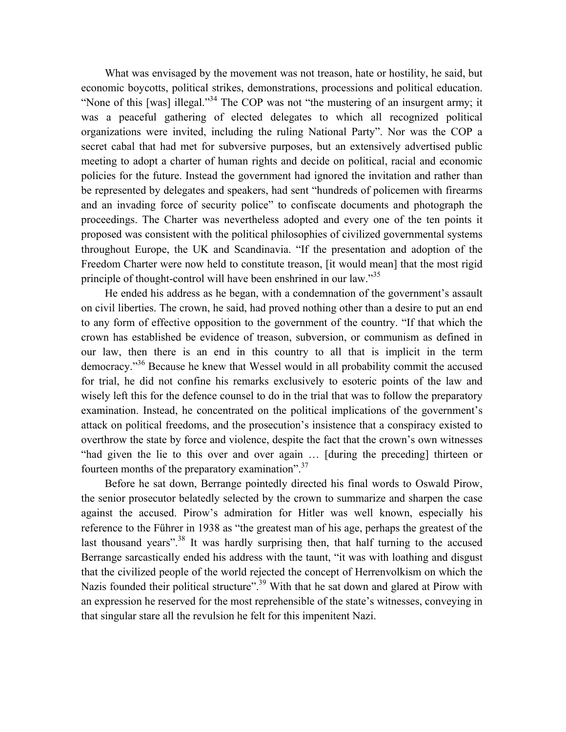What was envisaged by the movement was not treason, hate or hostility, he said, but economic boycotts, political strikes, demonstrations, processions and political education. "None of this [was] illegal."[34] The COP was not "the mustering of an insurgent army; it was a peaceful gathering of elected delegates to which all recognized political organizations were invited, including the ruling National Party". Nor was the COP a secret cabal that had met for subversive purposes, but an extensively advertised public meeting to adopt a charter of human rights and decide on political, racial and economic policies for the future. Instead the government had ignored the invitation and rather than be represented by delegates and speakers, had sent "hundreds of policemen with firearms and an invading force of security police" to confiscate documents and photograph the proceedings. The Charter was nevertheless adopted and every one of the ten points it proposed was consistent with the political philosophies of civilized governmental systems throughout Europe, the UK and Scandinavia. "If the presentation and adoption of the Freedom Charter were now held to constitute treason, [it would mean] that the most rigid principle of thought-control will have been enshrined in our law."[35]

He ended his address as he began, with a condemnation of the government's assault on civil liberties. The crown, he said, had proved nothing other than a desire to put an end to any form of effective opposition to the government of the country. "If that which the crown has established be evidence of treason, subversion, or communism as defined in our law, then there is an end in this country to all that is implicit in the term democracy."[36] Because he knew that Wessel would in all probability commit the accused for trial, he did not confine his remarks exclusively to esoteric points of the law and wisely left this for the defence counsel to do in the trial that was to follow the preparatory examination. Instead, he concentrated on the political implications of the government's attack on political freedoms, and the prosecution's insistence that a conspiracy existed to overthrow the state by force and violence, despite the fact that the crown's own witnesses "had given the lie to this over and over again … [during the preceding] thirteen or fourteen months of the preparatory examination".[37]

Before he sat down, Berrange pointedly directed his final words to Oswald Pirow, the senior prosecutor belatedly selected by the crown to summarize and sharpen the case against the accused. Pirow's admiration for Hitler was well known, especially his reference to the Führer in 1938 as "the greatest man of his age, perhaps the greatest of the last thousand years".[38] It was hardly surprising then, that half turning to the accused Berrange sarcastically ended his address with the taunt, "it was with loathing and disgust that the civilized people of the world rejected the concept of Herrenvolkism on which the Nazis founded their political structure".[39] With that he sat down and glared at Pirow with an expression he reserved for the most reprehensible of the state's witnesses, conveying in that singular stare all the revulsion he felt for this impenitent Nazi.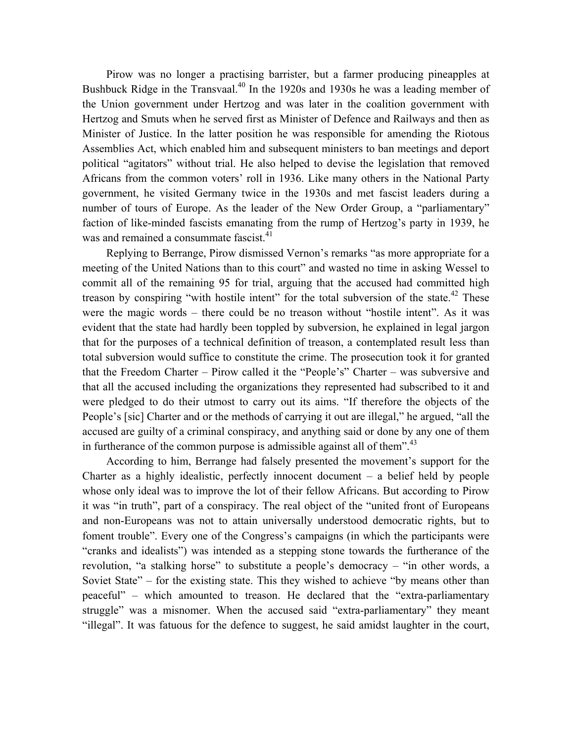Pirow was no longer a practising barrister, but a farmer producing pineapples at Bushbuck Ridge in the Transvaal.[40] In the 1920s and 1930s he was a leading member of the Union government under Hertzog and was later in the coalition government with Hertzog and Smuts when he served first as Minister of Defence and Railways and then as Minister of Justice. In the latter position he was responsible for amending the Riotous Assemblies Act, which enabled him and subsequent ministers to ban meetings and deport political "agitators" without trial. He also helped to devise the legislation that removed Africans from the common voters' roll in 1936. Like many others in the National Party government, he visited Germany twice in the 1930s and met fascist leaders during a number of tours of Europe. As the leader of the New Order Group, a "parliamentary" faction of like-minded fascists emanating from the rump of Hertzog's party in 1939, he was and remained a consummate fascist.[41]

Replying to Berrange, Pirow dismissed Vernon's remarks "as more appropriate for a meeting of the United Nations than to this court" and wasted no time in asking Wessel to commit all of the remaining 95 for trial, arguing that the accused had committed high treason by conspiring "with hostile intent" for the total subversion of the state.[42] These were the magic words – there could be no treason without "hostile intent". As it was evident that the state had hardly been toppled by subversion, he explained in legal jargon that for the purposes of a technical definition of treason, a contemplated result less than total subversion would suffice to constitute the crime. The prosecution took it for granted that the Freedom Charter – Pirow called it the "People's" Charter – was subversive and that all the accused including the organizations they represented had subscribed to it and were pledged to do their utmost to carry out its aims. "If therefore the objects of the People's [sic] Charter and or the methods of carrying it out are illegal," he argued, "all the accused are guilty of a criminal conspiracy, and anything said or done by any one of them in furtherance of the common purpose is admissible against all of them".[43]

According to him, Berrange had falsely presented the movement's support for the Charter as a highly idealistic, perfectly innocent document – a belief held by people whose only ideal was to improve the lot of their fellow Africans. But according to Pirow it was "in truth", part of a conspiracy. The real object of the "united front of Europeans and non-Europeans was not to attain universally understood democratic rights, but to foment trouble". Every one of the Congress's campaigns (in which the participants were "cranks and idealists") was intended as a stepping stone towards the furtherance of the revolution, "a stalking horse" to substitute a people's democracy – "in other words, a Soviet State" – for the existing state. This they wished to achieve "by means other than peaceful" – which amounted to treason. He declared that the "extra-parliamentary struggle" was a misnomer. When the accused said "extra-parliamentary" they meant "illegal". It was fatuous for the defence to suggest, he said amidst laughter in the court,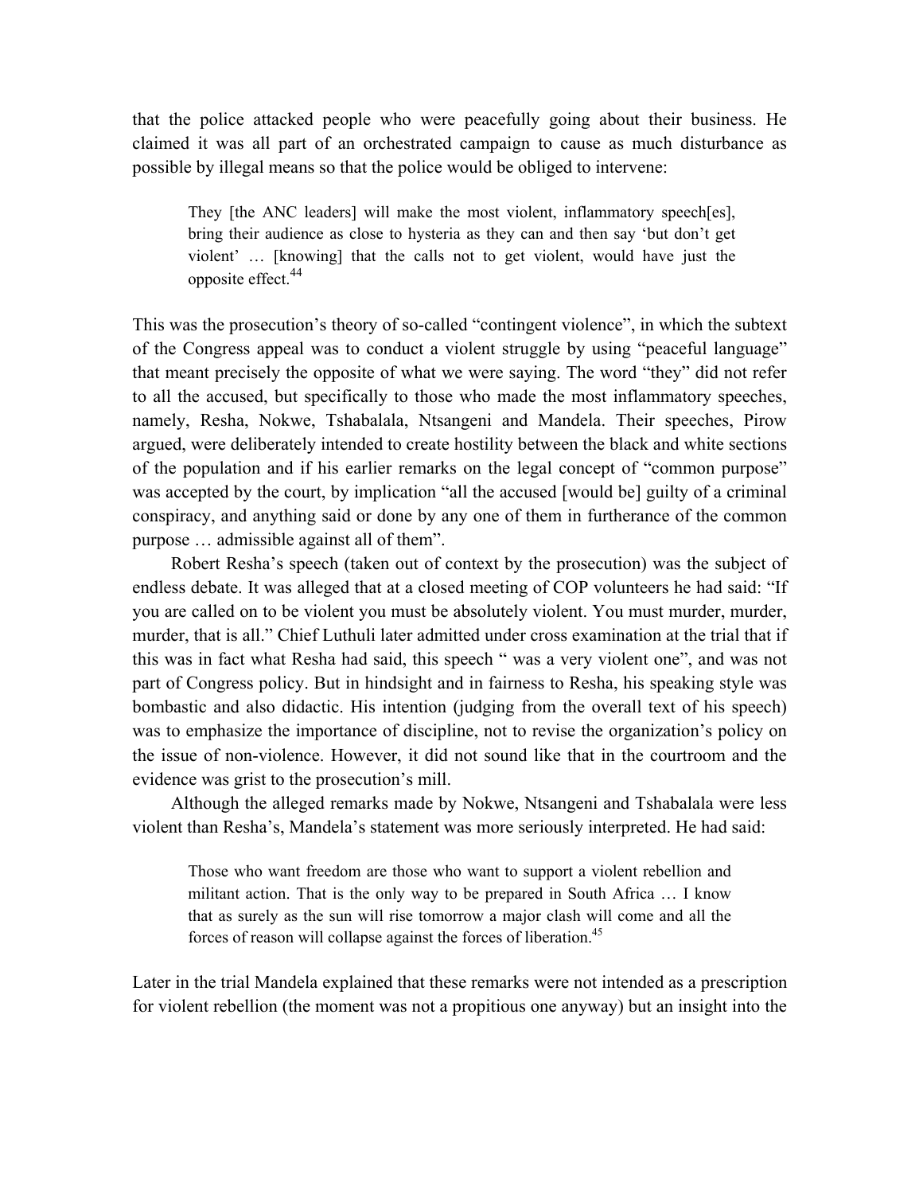that the police attacked people who were peacefully going about their business. He claimed it was all part of an orchestrated campaign to cause as much disturbance as possible by illegal means so that the police would be obliged to intervene:

> They [the ANC leaders] will make the most violent, inflammatory speech[es], bring their audience as close to hysteria as they can and then say 'but don't get violent' … [knowing] that the calls not to get violent, would have just the opposite effect.[44]

This was the prosecution's theory of so-called "contingent violence", in which the subtext of the Congress appeal was to conduct a violent struggle by using "peaceful language" that meant precisely the opposite of what we were saying. The word "they" did not refer to all the accused, but specifically to those who made the most inflammatory speeches, namely, Resha, Nokwe, Tshabalala, Ntsangeni and Mandela. Their speeches, Pirow argued, were deliberately intended to create hostility between the black and white sections of the population and if his earlier remarks on the legal concept of "common purpose" was accepted by the court, by implication "all the accused [would be] guilty of a criminal conspiracy, and anything said or done by any one of them in furtherance of the common purpose … admissible against all of them".

Robert Resha's speech (taken out of context by the prosecution) was the subject of endless debate. It was alleged that at a closed meeting of COP volunteers he had said: "If you are called on to be violent you must be absolutely violent. You must murder, murder, murder, that is all." Chief Luthuli later admitted under cross examination at the trial that if this was in fact what Resha had said, this speech " was a very violent one", and was not part of Congress policy. But in hindsight and in fairness to Resha, his speaking style was bombastic and also didactic. His intention (judging from the overall text of his speech) was to emphasize the importance of discipline, not to revise the organization's policy on the issue of non-violence. However, it did not sound like that in the courtroom and the evidence was grist to the prosecution's mill.

Although the alleged remarks made by Nokwe, Ntsangeni and Tshabalala were less violent than Resha's, Mandela's statement was more seriously interpreted. He had said:

> Those who want freedom are those who want to support a violent rebellion and militant action. That is the only way to be prepared in South Africa … I know that as surely as the sun will rise tomorrow a major clash will come and all the forces of reason will collapse against the forces of liberation.[45]

Later in the trial Mandela explained that these remarks were not intended as a prescription for violent rebellion (the moment was not a propitious one anyway) but an insight into the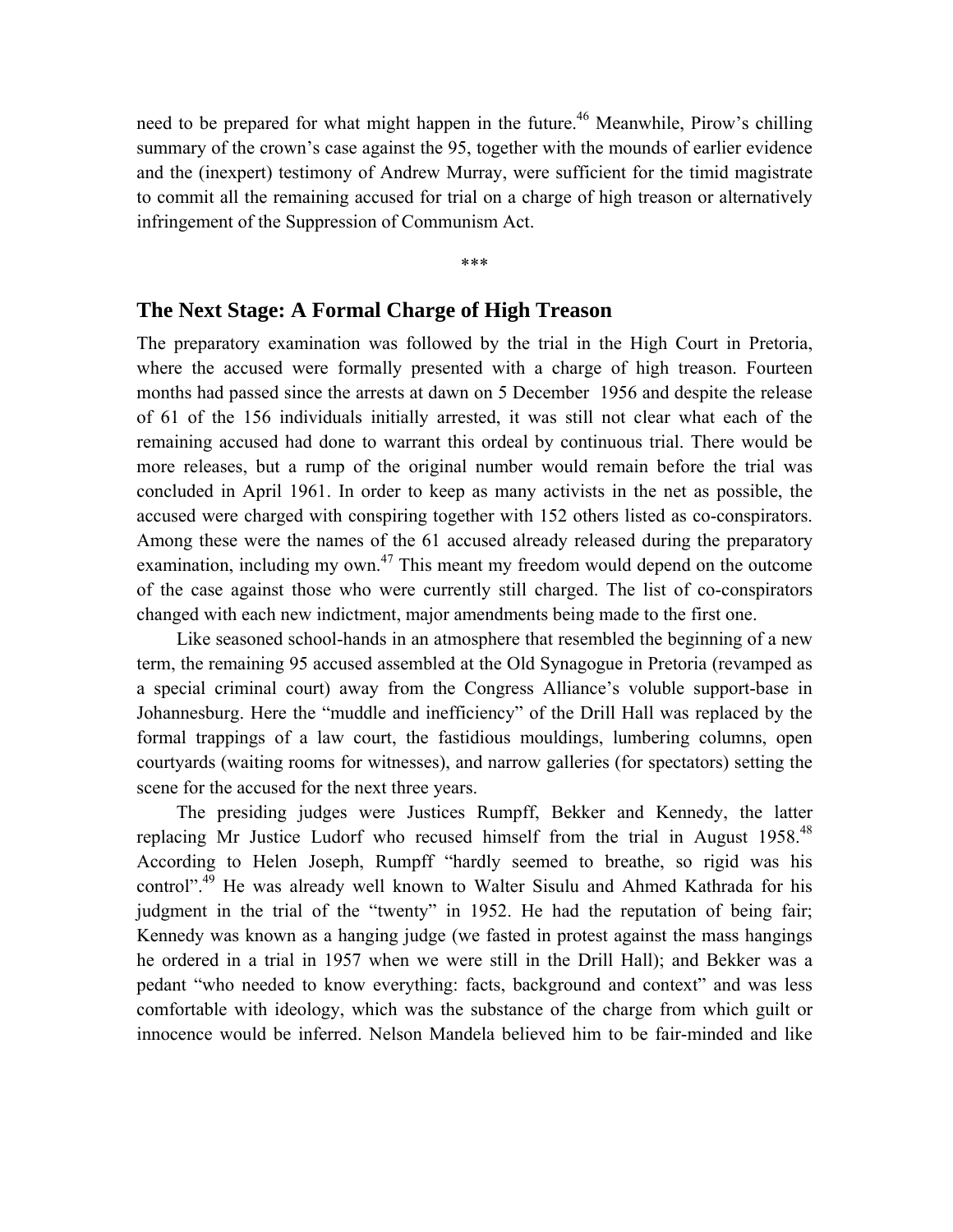need to be prepared for what might happen in the future.[46] Meanwhile, Pirow's chilling summary of the crown's case against the 95, together with the mounds of earlier evidence and the (inexpert) testimony of Andrew Murray, were sufficient for the timid magistrate to commit all the remaining accused for trial on a charge of high treason or alternatively infringement of the Suppression of Communism Act.

\*\*\*

## The Next Stage: A Formal Charge of High Treason

The preparatory examination was followed by the trial in the High Court in Pretoria, where the accused were formally presented with a charge of high treason. Fourteen months had passed since the arrests at dawn on 5 December 1956 and despite the release of 61 of the 156 individuals initially arrested, it was still not clear what each of the remaining accused had done to warrant this ordeal by continuous trial. There would be more releases, but a rump of the original number would remain before the trial was concluded in April 1961. In order to keep as many activists in the net as possible, the accused were charged with conspiring together with 152 others listed as co-conspirators. Among these were the names of the 61 accused already released during the preparatory examination, including my own.[47] This meant my freedom would depend on the outcome of the case against those who were currently still charged. The list of co-conspirators changed with each new indictment, major amendments being made to the first one.

Like seasoned school-hands in an atmosphere that resembled the beginning of a new term, the remaining 95 accused assembled at the Old Synagogue in Pretoria (revamped as a special criminal court) away from the Congress Alliance's voluble support-base in Johannesburg. Here the "muddle and inefficiency" of the Drill Hall was replaced by the formal trappings of a law court, the fastidious mouldings, lumbering columns, open courtyards (waiting rooms for witnesses), and narrow galleries (for spectators) setting the scene for the accused for the next three years.

The presiding judges were Justices Rumpff, Bekker and Kennedy, the latter replacing Mr Justice Ludorf who recused himself from the trial in August 1958.[48] According to Helen Joseph, Rumpff "hardly seemed to breathe, so rigid was his control".[49] He was already well known to Walter Sisulu and Ahmed Kathrada for his judgment in the trial of the "twenty" in 1952. He had the reputation of being fair; Kennedy was known as a hanging judge (we fasted in protest against the mass hangings he ordered in a trial in 1957 when we were still in the Drill Hall); and Bekker was a pedant "who needed to know everything: facts, background and context" and was less comfortable with ideology, which was the substance of the charge from which guilt or innocence would be inferred. Nelson Mandela believed him to be fair-minded and like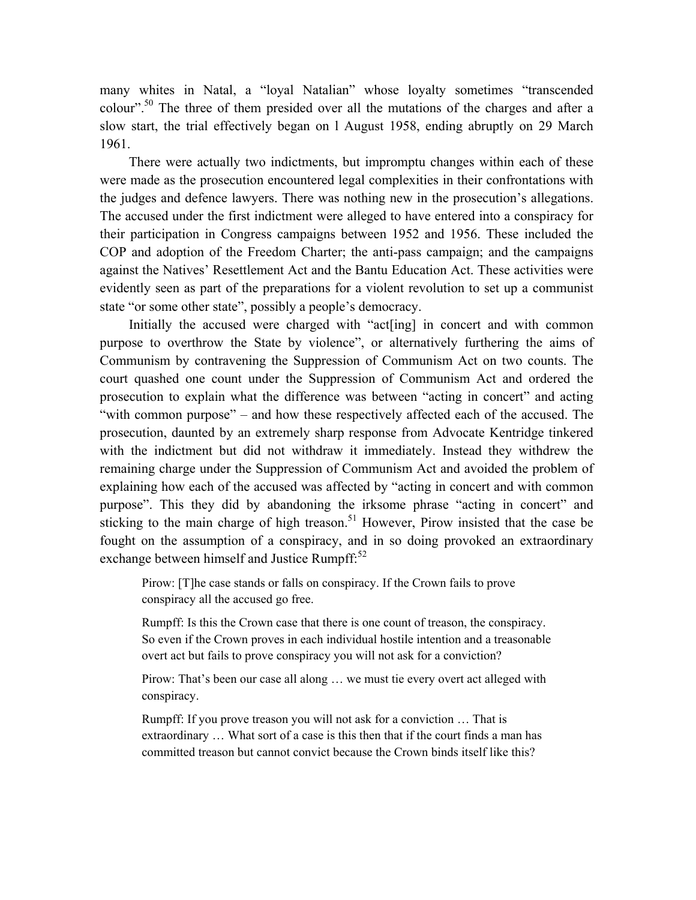many whites in Natal, a "loyal Natalian" whose loyalty sometimes "transcended colour".[50] The three of them presided over all the mutations of the charges and after a slow start, the trial effectively began on l August 1958, ending abruptly on 29 March 1961.

There were actually two indictments, but impromptu changes within each of these were made as the prosecution encountered legal complexities in their confrontations with the judges and defence lawyers. There was nothing new in the prosecution's allegations. The accused under the first indictment were alleged to have entered into a conspiracy for their participation in Congress campaigns between 1952 and 1956. These included the COP and adoption of the Freedom Charter; the anti-pass campaign; and the campaigns against the Natives' Resettlement Act and the Bantu Education Act. These activities were evidently seen as part of the preparations for a violent revolution to set up a communist state "or some other state", possibly a people's democracy.

Initially the accused were charged with "act[ing] in concert and with common purpose to overthrow the State by violence", or alternatively furthering the aims of Communism by contravening the Suppression of Communism Act on two counts. The court quashed one count under the Suppression of Communism Act and ordered the prosecution to explain what the difference was between "acting in concert" and acting "with common purpose" – and how these respectively affected each of the accused. The prosecution, daunted by an extremely sharp response from Advocate Kentridge tinkered with the indictment but did not withdraw it immediately. Instead they withdrew the remaining charge under the Suppression of Communism Act and avoided the problem of explaining how each of the accused was affected by "acting in concert and with common purpose". This they did by abandoning the irksome phrase "acting in concert" and sticking to the main charge of high treason.[51] However, Pirow insisted that the case be fought on the assumption of a conspiracy, and in so doing provoked an extraordinary exchange between himself and Justice Rumpff:[52]

> Pirow: [T]he case stands or falls on conspiracy. If the Crown fails to prove conspiracy all the accused go free.
>
> Rumpff: Is this the Crown case that there is one count of treason, the conspiracy. So even if the Crown proves in each individual hostile intention and a treasonable overt act but fails to prove conspiracy you will not ask for a conviction?
>
> Pirow: That's been our case all along … we must tie every overt act alleged with conspiracy.
>
> Rumpff: If you prove treason you will not ask for a conviction … That is extraordinary … What sort of a case is this then that if the court finds a man has committed treason but cannot convict because the Crown binds itself like this?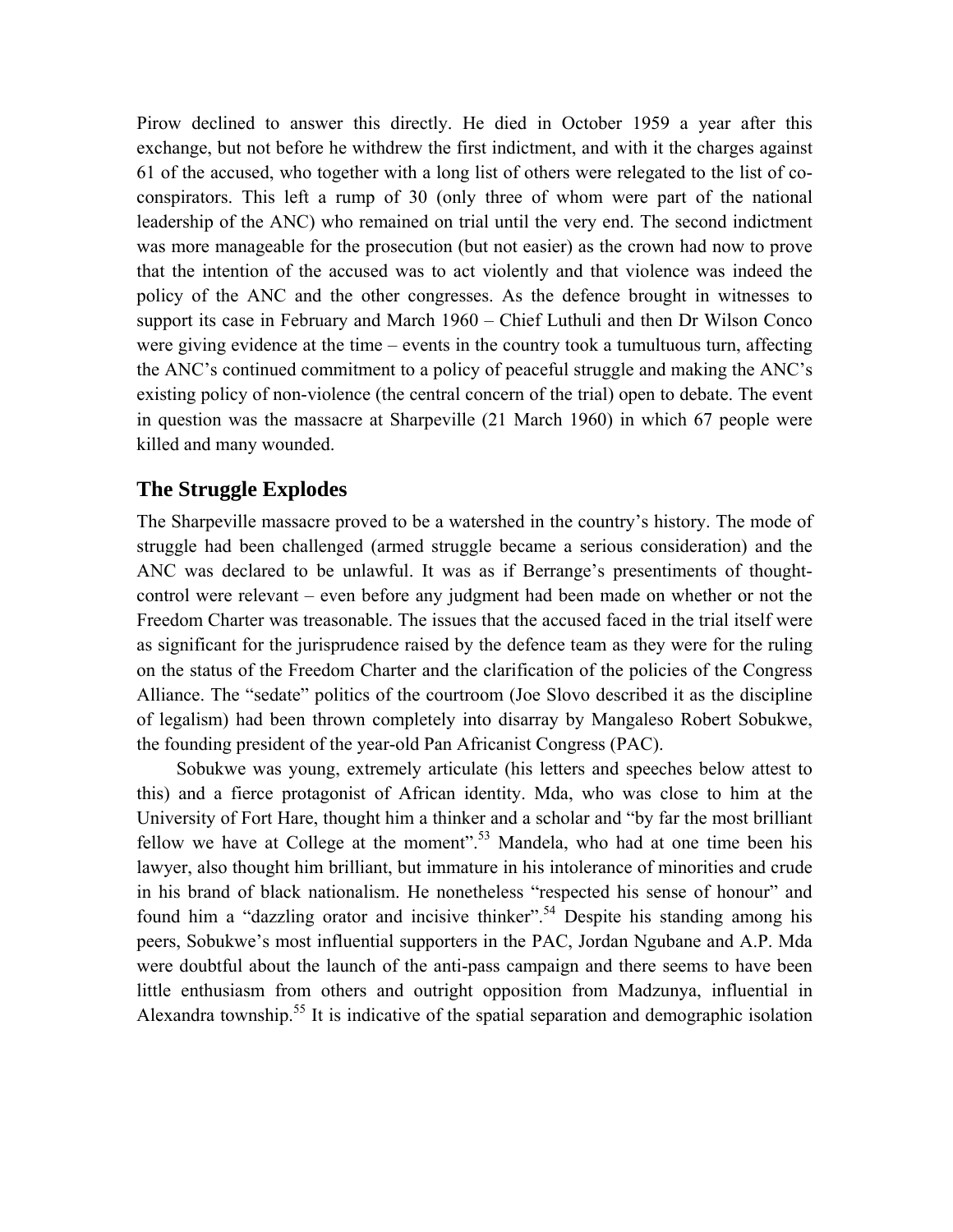Pirow declined to answer this directly. He died in October 1959 a year after this exchange, but not before he withdrew the first indictment, and with it the charges against 61 of the accused, who together with a long list of others were relegated to the list of co-conspirators. This left a rump of 30 (only three of whom were part of the national leadership of the ANC) who remained on trial until the very end. The second indictment was more manageable for the prosecution (but not easier) as the crown had now to prove that the intention of the accused was to act violently and that violence was indeed the policy of the ANC and the other congresses. As the defence brought in witnesses to support its case in February and March 1960 – Chief Luthuli and then Dr Wilson Conco were giving evidence at the time – events in the country took a tumultuous turn, affecting the ANC's continued commitment to a policy of peaceful struggle and making the ANC's existing policy of non-violence (the central concern of the trial) open to debate. The event in question was the massacre at Sharpeville (21 March 1960) in which 67 people were killed and many wounded.

## The Struggle Explodes

The Sharpeville massacre proved to be a watershed in the country's history. The mode of struggle had been challenged (armed struggle became a serious consideration) and the ANC was declared to be unlawful. It was as if Berrange's presentiments of thought-control were relevant – even before any judgment had been made on whether or not the Freedom Charter was treasonable. The issues that the accused faced in the trial itself were as significant for the jurisprudence raised by the defence team as they were for the ruling on the status of the Freedom Charter and the clarification of the policies of the Congress Alliance. The "sedate" politics of the courtroom (Joe Slovo described it as the discipline of legalism) had been thrown completely into disarray by Mangaleso Robert Sobukwe, the founding president of the year-old Pan Africanist Congress (PAC).

Sobukwe was young, extremely articulate (his letters and speeches below attest to this) and a fierce protagonist of African identity. Mda, who was close to him at the University of Fort Hare, thought him a thinker and a scholar and "by far the most brilliant fellow we have at College at the moment".[53] Mandela, who had at one time been his lawyer, also thought him brilliant, but immature in his intolerance of minorities and crude in his brand of black nationalism. He nonetheless "respected his sense of honour" and found him a "dazzling orator and incisive thinker".[54] Despite his standing among his peers, Sobukwe's most influential supporters in the PAC, Jordan Ngubane and A.P. Mda were doubtful about the launch of the anti-pass campaign and there seems to have been little enthusiasm from others and outright opposition from Madzunya, influential in Alexandra township.[55] It is indicative of the spatial separation and demographic isolation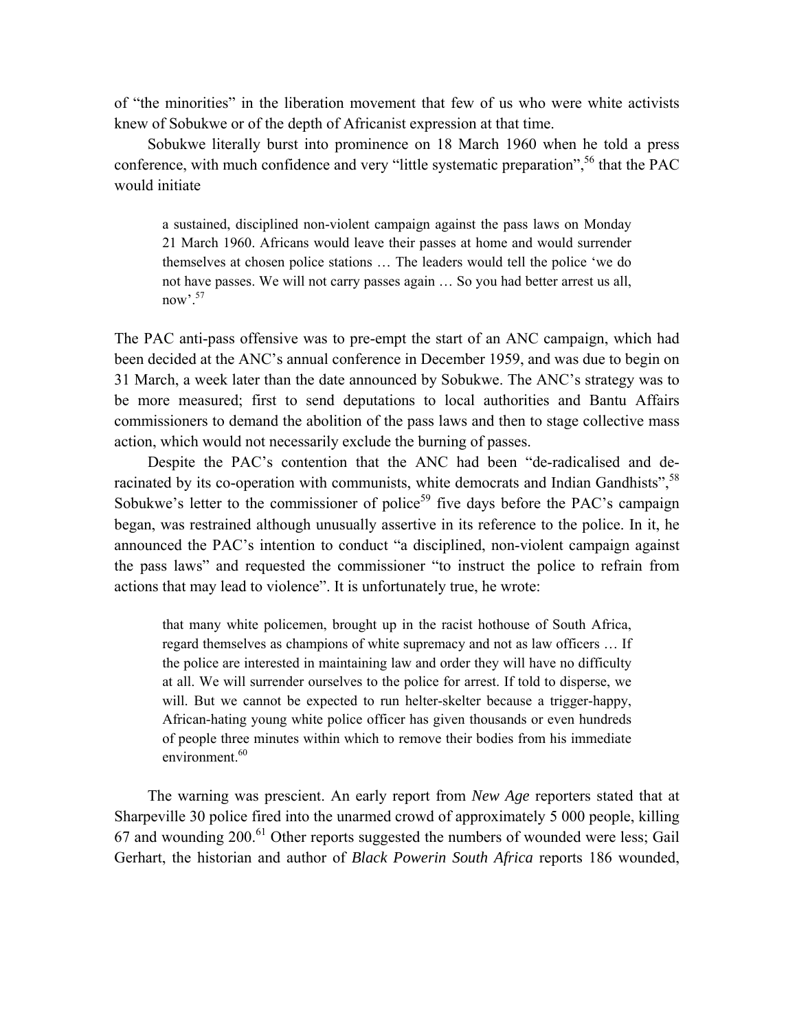of "the minorities" in the liberation movement that few of us who were white activists knew of Sobukwe or of the depth of Africanist expression at that time.

Sobukwe literally burst into prominence on 18 March 1960 when he told a press conference, with much confidence and very "little systematic preparation",[56] that the PAC would initiate

> a sustained, disciplined non-violent campaign against the pass laws on Monday 21 March 1960. Africans would leave their passes at home and would surrender themselves at chosen police stations … The leaders would tell the police 'we do not have passes. We will not carry passes again … So you had better arrest us all, now'.[57]

The PAC anti-pass offensive was to pre-empt the start of an ANC campaign, which had been decided at the ANC's annual conference in December 1959, and was due to begin on 31 March, a week later than the date announced by Sobukwe. The ANC's strategy was to be more measured; first to send deputations to local authorities and Bantu Affairs commissioners to demand the abolition of the pass laws and then to stage collective mass action, which would not necessarily exclude the burning of passes.

Despite the PAC's contention that the ANC had been "de-radicalised and de-racinated by its co-operation with communists, white democrats and Indian Gandhists",[58] Sobukwe's letter to the commissioner of police[59] five days before the PAC's campaign began, was restrained although unusually assertive in its reference to the police. In it, he announced the PAC's intention to conduct "a disciplined, non-violent campaign against the pass laws" and requested the commissioner "to instruct the police to refrain from actions that may lead to violence". It is unfortunately true, he wrote:

> that many white policemen, brought up in the racist hothouse of South Africa, regard themselves as champions of white supremacy and not as law officers … If the police are interested in maintaining law and order they will have no difficulty at all. We will surrender ourselves to the police for arrest. If told to disperse, we will. But we cannot be expected to run helter-skelter because a trigger-happy, African-hating young white police officer has given thousands or even hundreds of people three minutes within which to remove their bodies from his immediate environment.[60]

The warning was prescient. An early report from *New Age* reporters stated that at Sharpeville 30 police fired into the unarmed crowd of approximately 5 000 people, killing 67 and wounding 200.[61] Other reports suggested the numbers of wounded were less; Gail Gerhart, the historian and author of *Black Powerin South Africa* reports 186 wounded,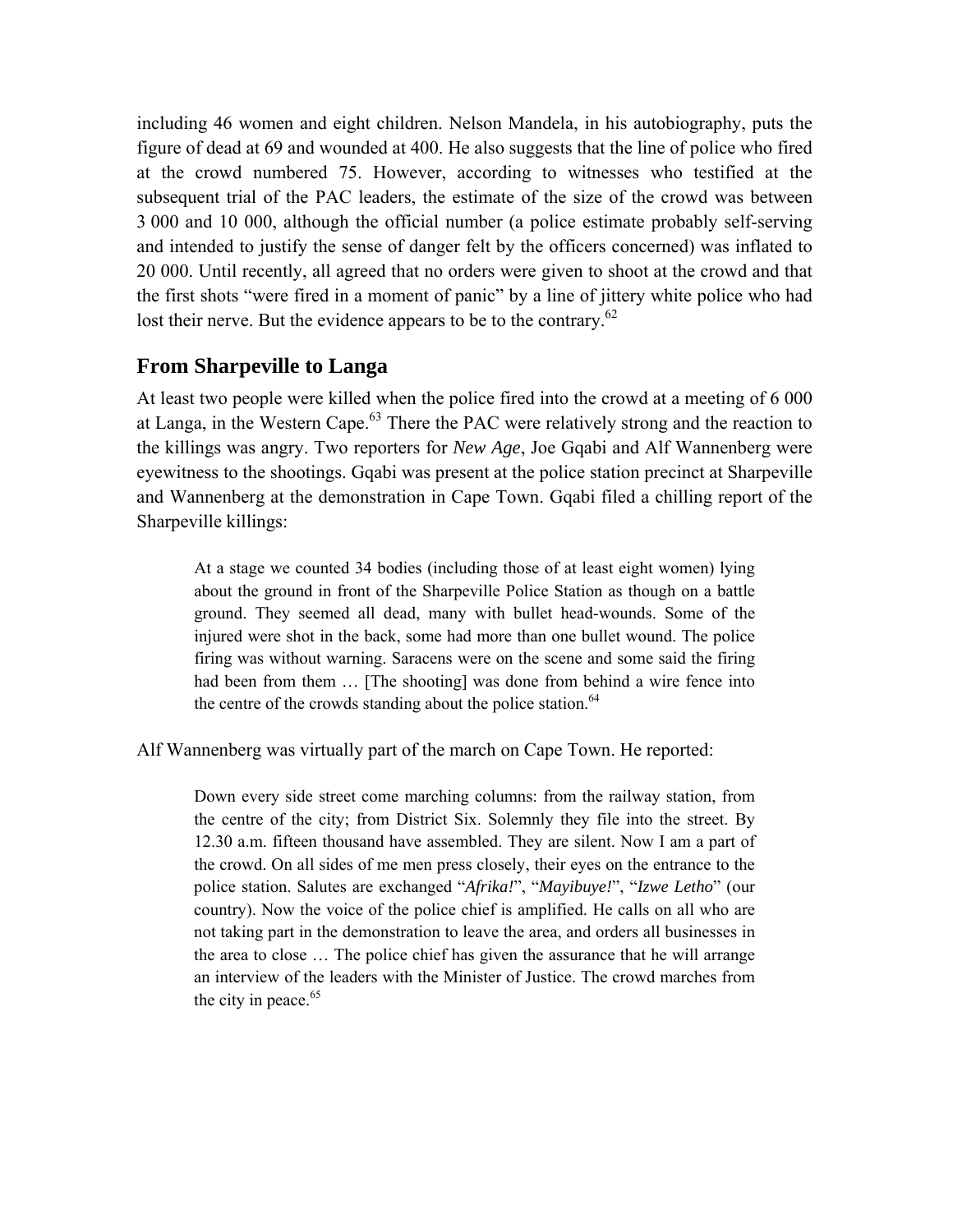including 46 women and eight children. Nelson Mandela, in his autobiography, puts the figure of dead at 69 and wounded at 400. He also suggests that the line of police who fired at the crowd numbered 75. However, according to witnesses who testified at the subsequent trial of the PAC leaders, the estimate of the size of the crowd was between 3 000 and 10 000, although the official number (a police estimate probably self-serving and intended to justify the sense of danger felt by the officers concerned) was inflated to 20 000. Until recently, all agreed that no orders were given to shoot at the crowd and that the first shots "were fired in a moment of panic" by a line of jittery white police who had lost their nerve. But the evidence appears to be to the contrary.[62]

## From Sharpeville to Langa

At least two people were killed when the police fired into the crowd at a meeting of 6 000 at Langa, in the Western Cape.[63] There the PAC were relatively strong and the reaction to the killings was angry. Two reporters for *New Age*, Joe Gqabi and Alf Wannenberg were eyewitness to the shootings. Gqabi was present at the police station precinct at Sharpeville and Wannenberg at the demonstration in Cape Town. Gqabi filed a chilling report of the Sharpeville killings:

> At a stage we counted 34 bodies (including those of at least eight women) lying about the ground in front of the Sharpeville Police Station as though on a battle ground. They seemed all dead, many with bullet head-wounds. Some of the injured were shot in the back, some had more than one bullet wound. The police firing was without warning. Saracens were on the scene and some said the firing had been from them … [The shooting] was done from behind a wire fence into the centre of the crowds standing about the police station.[64]

Alf Wannenberg was virtually part of the march on Cape Town. He reported:

> Down every side street come marching columns: from the railway station, from the centre of the city; from District Six. Solemnly they file into the street. By 12.30 a.m. fifteen thousand have assembled. They are silent. Now I am a part of the crowd. On all sides of me men press closely, their eyes on the entrance to the police station. Salutes are exchanged "*Afrika!*", "*Mayibuye!*", "*Izwe Letho*" (our country). Now the voice of the police chief is amplified. He calls on all who are not taking part in the demonstration to leave the area, and orders all businesses in the area to close … The police chief has given the assurance that he will arrange an interview of the leaders with the Minister of Justice. The crowd marches from the city in peace.[65]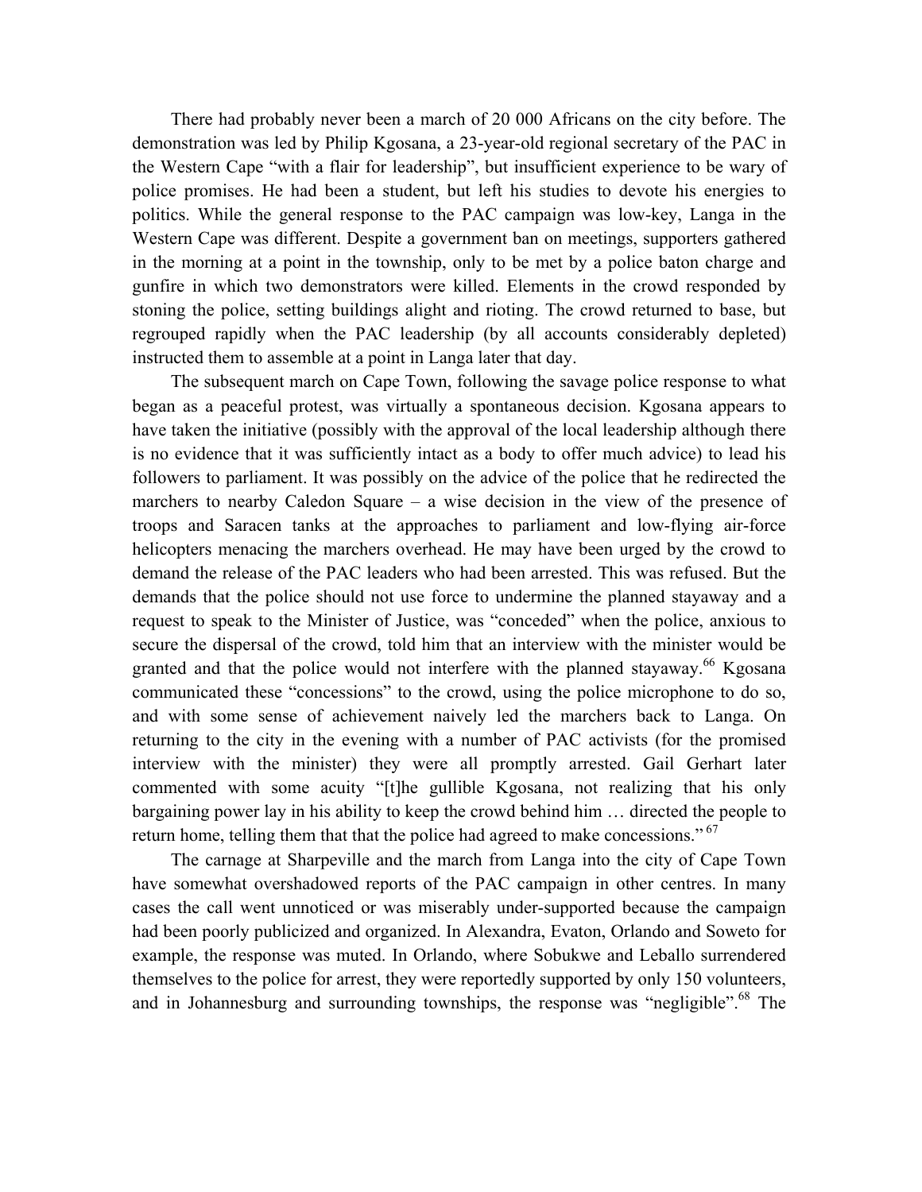There had probably never been a march of 20 000 Africans on the city before. The demonstration was led by Philip Kgosana, a 23-year-old regional secretary of the PAC in the Western Cape "with a flair for leadership", but insufficient experience to be wary of police promises. He had been a student, but left his studies to devote his energies to politics. While the general response to the PAC campaign was low-key, Langa in the Western Cape was different. Despite a government ban on meetings, supporters gathered in the morning at a point in the township, only to be met by a police baton charge and gunfire in which two demonstrators were killed. Elements in the crowd responded by stoning the police, setting buildings alight and rioting. The crowd returned to base, but regrouped rapidly when the PAC leadership (by all accounts considerably depleted) instructed them to assemble at a point in Langa later that day.

The subsequent march on Cape Town, following the savage police response to what began as a peaceful protest, was virtually a spontaneous decision. Kgosana appears to have taken the initiative (possibly with the approval of the local leadership although there is no evidence that it was sufficiently intact as a body to offer much advice) to lead his followers to parliament. It was possibly on the advice of the police that he redirected the marchers to nearby Caledon Square – a wise decision in the view of the presence of troops and Saracen tanks at the approaches to parliament and low-flying air-force helicopters menacing the marchers overhead. He may have been urged by the crowd to demand the release of the PAC leaders who had been arrested. This was refused. But the demands that the police should not use force to undermine the planned stayaway and a request to speak to the Minister of Justice, was "conceded" when the police, anxious to secure the dispersal of the crowd, told him that an interview with the minister would be granted and that the police would not interfere with the planned stayaway.[66] Kgosana communicated these "concessions" to the crowd, using the police microphone to do so, and with some sense of achievement naively led the marchers back to Langa. On returning to the city in the evening with a number of PAC activists (for the promised interview with the minister) they were all promptly arrested. Gail Gerhart later commented with some acuity "[t]he gullible Kgosana, not realizing that his only bargaining power lay in his ability to keep the crowd behind him … directed the people to return home, telling them that that the police had agreed to make concessions."[67]

The carnage at Sharpeville and the march from Langa into the city of Cape Town have somewhat overshadowed reports of the PAC campaign in other centres. In many cases the call went unnoticed or was miserably under-supported because the campaign had been poorly publicized and organized. In Alexandra, Evaton, Orlando and Soweto for example, the response was muted. In Orlando, where Sobukwe and Leballo surrendered themselves to the police for arrest, they were reportedly supported by only 150 volunteers, and in Johannesburg and surrounding townships, the response was "negligible".[68] The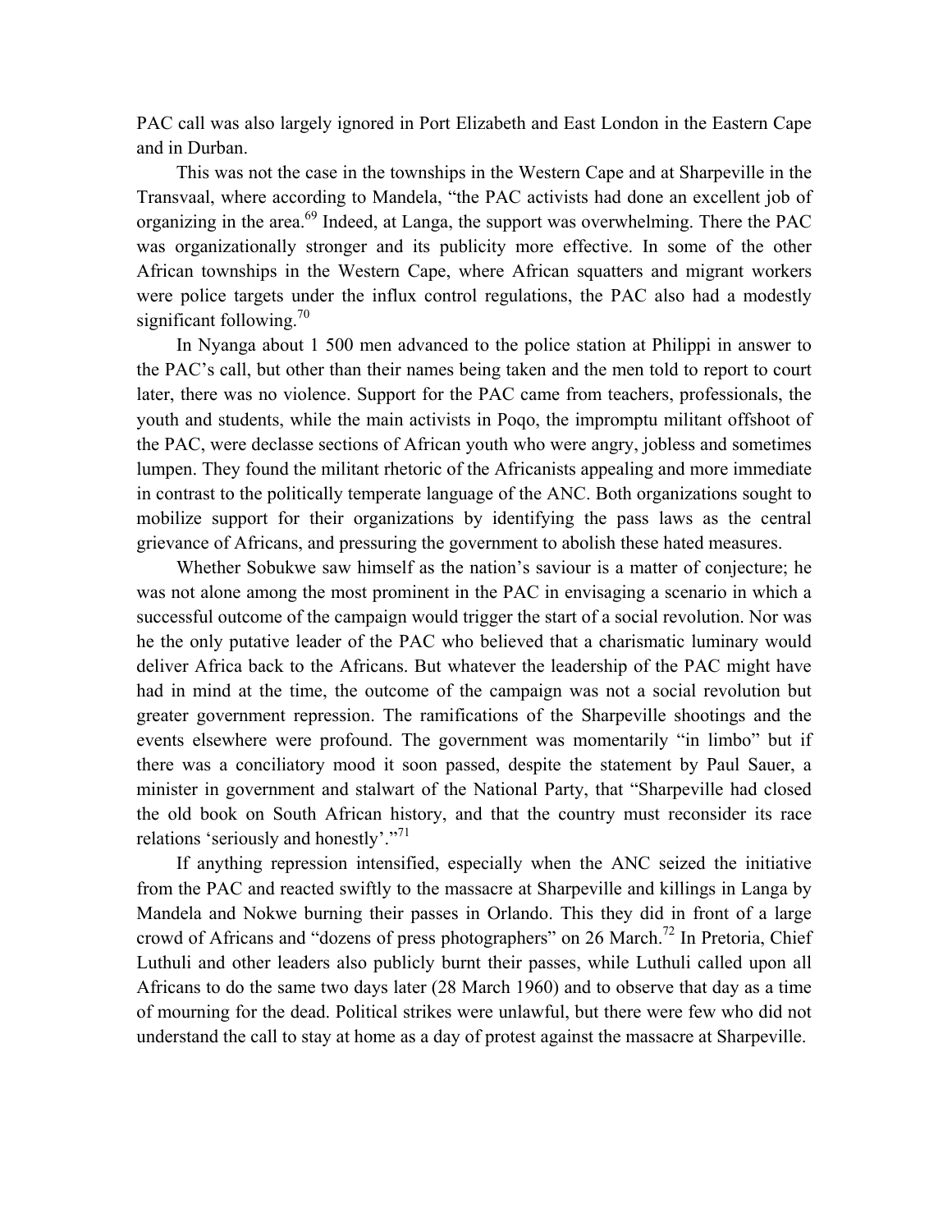PAC call was also largely ignored in Port Elizabeth and East London in the Eastern Cape and in Durban.

This was not the case in the townships in the Western Cape and at Sharpeville in the Transvaal, where according to Mandela, "the PAC activists had done an excellent job of organizing in the area.[69] Indeed, at Langa, the support was overwhelming. There the PAC was organizationally stronger and its publicity more effective. In some of the other African townships in the Western Cape, where African squatters and migrant workers were police targets under the influx control regulations, the PAC also had a modestly significant following.[70]

In Nyanga about 1 500 men advanced to the police station at Philippi in answer to the PAC's call, but other than their names being taken and the men told to report to court later, there was no violence. Support for the PAC came from teachers, professionals, the youth and students, while the main activists in Poqo, the impromptu militant offshoot of the PAC, were declasse sections of African youth who were angry, jobless and sometimes lumpen. They found the militant rhetoric of the Africanists appealing and more immediate in contrast to the politically temperate language of the ANC. Both organizations sought to mobilize support for their organizations by identifying the pass laws as the central grievance of Africans, and pressuring the government to abolish these hated measures.

Whether Sobukwe saw himself as the nation's saviour is a matter of conjecture; he was not alone among the most prominent in the PAC in envisaging a scenario in which a successful outcome of the campaign would trigger the start of a social revolution. Nor was he the only putative leader of the PAC who believed that a charismatic luminary would deliver Africa back to the Africans. But whatever the leadership of the PAC might have had in mind at the time, the outcome of the campaign was not a social revolution but greater government repression. The ramifications of the Sharpeville shootings and the events elsewhere were profound. The government was momentarily "in limbo" but if there was a conciliatory mood it soon passed, despite the statement by Paul Sauer, a minister in government and stalwart of the National Party, that "Sharpeville had closed the old book on South African history, and that the country must reconsider its race relations 'seriously and honestly'."[71]

If anything repression intensified, especially when the ANC seized the initiative from the PAC and reacted swiftly to the massacre at Sharpeville and killings in Langa by Mandela and Nokwe burning their passes in Orlando. This they did in front of a large crowd of Africans and "dozens of press photographers" on 26 March.[72] In Pretoria, Chief Luthuli and other leaders also publicly burnt their passes, while Luthuli called upon all Africans to do the same two days later (28 March 1960) and to observe that day as a time of mourning for the dead. Political strikes were unlawful, but there were few who did not understand the call to stay at home as a day of protest against the massacre at Sharpeville.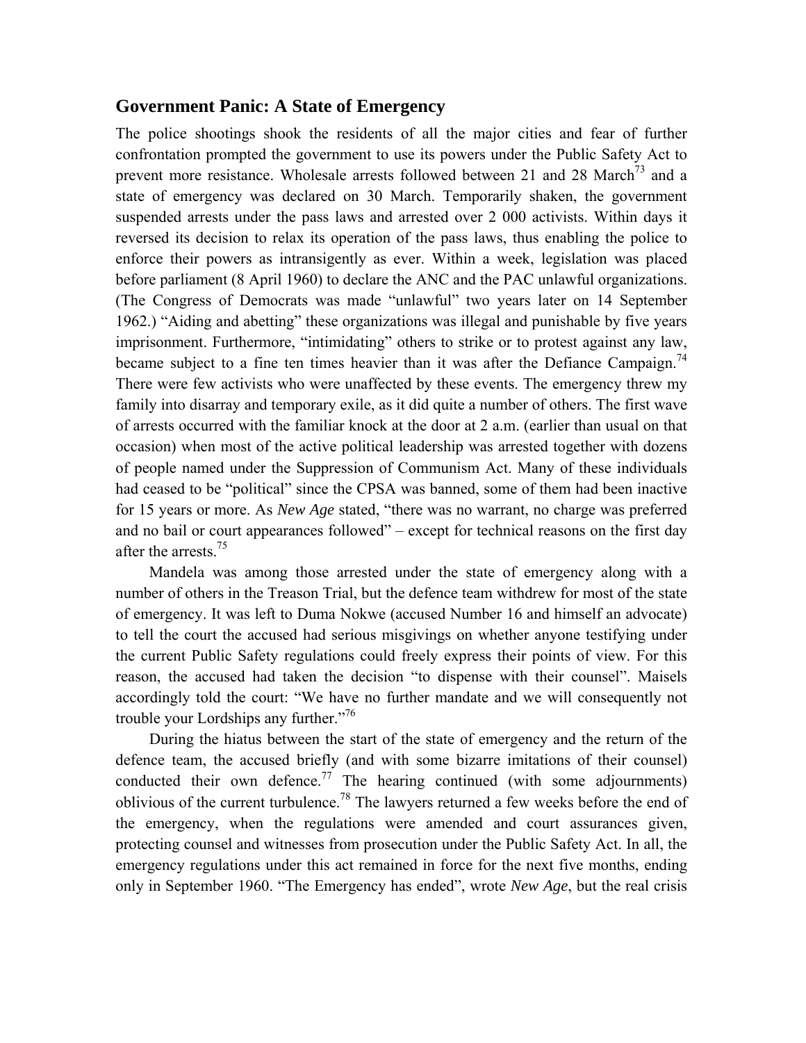## Government Panic: A State of Emergency

The police shootings shook the residents of all the major cities and fear of further confrontation prompted the government to use its powers under the Public Safety Act to prevent more resistance. Wholesale arrests followed between 21 and 28 March[73] and a state of emergency was declared on 30 March. Temporarily shaken, the government suspended arrests under the pass laws and arrested over 2 000 activists. Within days it reversed its decision to relax its operation of the pass laws, thus enabling the police to enforce their powers as intransigently as ever. Within a week, legislation was placed before parliament (8 April 1960) to declare the ANC and the PAC unlawful organizations. (The Congress of Democrats was made "unlawful" two years later on 14 September 1962.) "Aiding and abetting" these organizations was illegal and punishable by five years imprisonment. Furthermore, "intimidating" others to strike or to protest against any law, became subject to a fine ten times heavier than it was after the Defiance Campaign.[74] There were few activists who were unaffected by these events. The emergency threw my family into disarray and temporary exile, as it did quite a number of others. The first wave of arrests occurred with the familiar knock at the door at 2 a.m. (earlier than usual on that occasion) when most of the active political leadership was arrested together with dozens of people named under the Suppression of Communism Act. Many of these individuals had ceased to be "political" since the CPSA was banned, some of them had been inactive for 15 years or more. As *New Age* stated, "there was no warrant, no charge was preferred and no bail or court appearances followed" – except for technical reasons on the first day after the arrests.[75]

Mandela was among those arrested under the state of emergency along with a number of others in the Treason Trial, but the defence team withdrew for most of the state of emergency. It was left to Duma Nokwe (accused Number 16 and himself an advocate) to tell the court the accused had serious misgivings on whether anyone testifying under the current Public Safety regulations could freely express their points of view. For this reason, the accused had taken the decision "to dispense with their counsel". Maisels accordingly told the court: "We have no further mandate and we will consequently not trouble your Lordships any further."[76]

During the hiatus between the start of the state of emergency and the return of the defence team, the accused briefly (and with some bizarre imitations of their counsel) conducted their own defence.[77] The hearing continued (with some adjournments) oblivious of the current turbulence.[78] The lawyers returned a few weeks before the end of the emergency, when the regulations were amended and court assurances given, protecting counsel and witnesses from prosecution under the Public Safety Act. In all, the emergency regulations under this act remained in force for the next five months, ending only in September 1960. "The Emergency has ended", wrote *New Age*, but the real crisis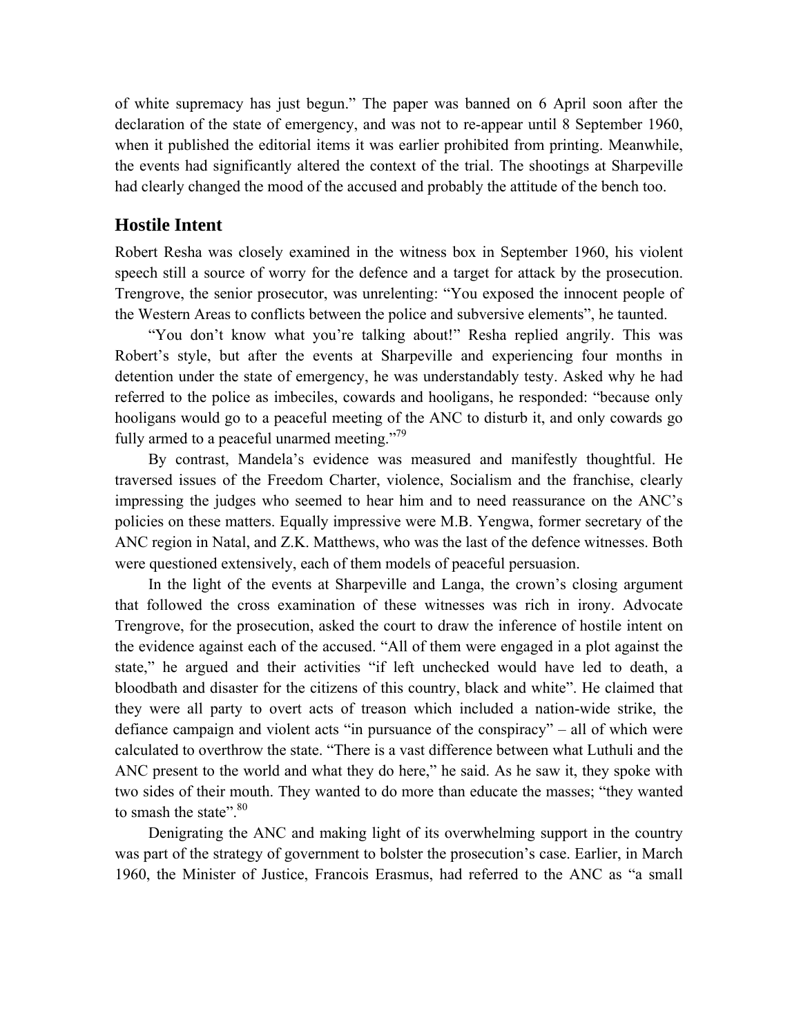of white supremacy has just begun." The paper was banned on 6 April soon after the declaration of the state of emergency, and was not to re-appear until 8 September 1960, when it published the editorial items it was earlier prohibited from printing. Meanwhile, the events had significantly altered the context of the trial. The shootings at Sharpeville had clearly changed the mood of the accused and probably the attitude of the bench too.

## Hostile Intent

Robert Resha was closely examined in the witness box in September 1960, his violent speech still a source of worry for the defence and a target for attack by the prosecution. Trengrove, the senior prosecutor, was unrelenting: "You exposed the innocent people of the Western Areas to conflicts between the police and subversive elements", he taunted.

"You don't know what you're talking about!" Resha replied angrily. This was Robert's style, but after the events at Sharpeville and experiencing four months in detention under the state of emergency, he was understandably testy. Asked why he had referred to the police as imbeciles, cowards and hooligans, he responded: "because only hooligans would go to a peaceful meeting of the ANC to disturb it, and only cowards go fully armed to a peaceful unarmed meeting."[79]

By contrast, Mandela's evidence was measured and manifestly thoughtful. He traversed issues of the Freedom Charter, violence, Socialism and the franchise, clearly impressing the judges who seemed to hear him and to need reassurance on the ANC's policies on these matters. Equally impressive were M.B. Yengwa, former secretary of the ANC region in Natal, and Z.K. Matthews, who was the last of the defence witnesses. Both were questioned extensively, each of them models of peaceful persuasion.

In the light of the events at Sharpeville and Langa, the crown's closing argument that followed the cross examination of these witnesses was rich in irony. Advocate Trengrove, for the prosecution, asked the court to draw the inference of hostile intent on the evidence against each of the accused. "All of them were engaged in a plot against the state," he argued and their activities "if left unchecked would have led to death, a bloodbath and disaster for the citizens of this country, black and white". He claimed that they were all party to overt acts of treason which included a nation-wide strike, the defiance campaign and violent acts "in pursuance of the conspiracy" – all of which were calculated to overthrow the state. "There is a vast difference between what Luthuli and the ANC present to the world and what they do here," he said. As he saw it, they spoke with two sides of their mouth. They wanted to do more than educate the masses; "they wanted to smash the state".[80]

Denigrating the ANC and making light of its overwhelming support in the country was part of the strategy of government to bolster the prosecution's case. Earlier, in March 1960, the Minister of Justice, Francois Erasmus, had referred to the ANC as "a small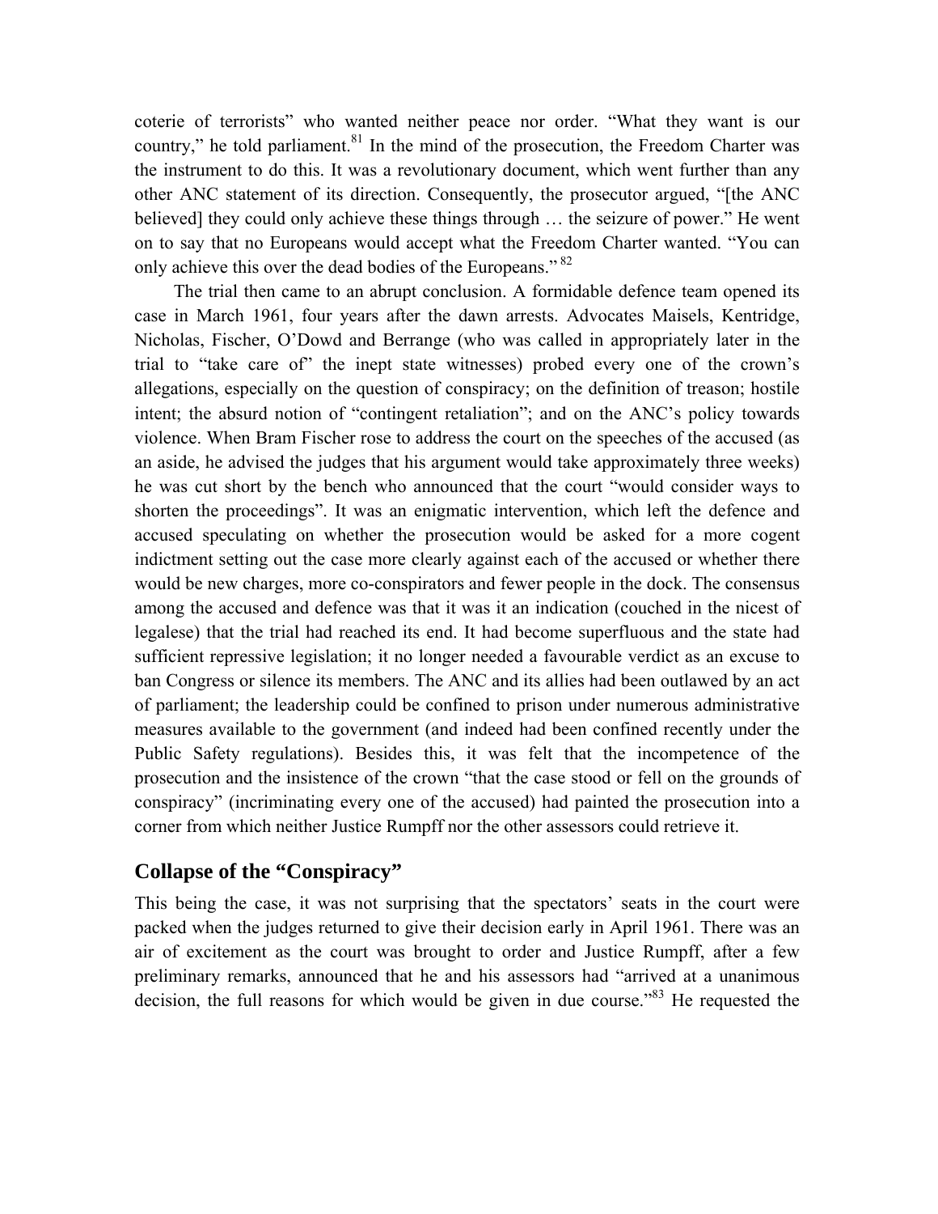coterie of terrorists" who wanted neither peace nor order. "What they want is our country," he told parliament.[81] In the mind of the prosecution, the Freedom Charter was the instrument to do this. It was a revolutionary document, which went further than any other ANC statement of its direction. Consequently, the prosecutor argued, "[the ANC believed] they could only achieve these things through … the seizure of power." He went on to say that no Europeans would accept what the Freedom Charter wanted. "You can only achieve this over the dead bodies of the Europeans." [82]

The trial then came to an abrupt conclusion. A formidable defence team opened its case in March 1961, four years after the dawn arrests. Advocates Maisels, Kentridge, Nicholas, Fischer, O'Dowd and Berrange (who was called in appropriately later in the trial to "take care of" the inept state witnesses) probed every one of the crown's allegations, especially on the question of conspiracy; on the definition of treason; hostile intent; the absurd notion of "contingent retaliation"; and on the ANC's policy towards violence. When Bram Fischer rose to address the court on the speeches of the accused (as an aside, he advised the judges that his argument would take approximately three weeks) he was cut short by the bench who announced that the court "would consider ways to shorten the proceedings". It was an enigmatic intervention, which left the defence and accused speculating on whether the prosecution would be asked for a more cogent indictment setting out the case more clearly against each of the accused or whether there would be new charges, more co-conspirators and fewer people in the dock. The consensus among the accused and defence was that it was it an indication (couched in the nicest of legalese) that the trial had reached its end. It had become superfluous and the state had sufficient repressive legislation; it no longer needed a favourable verdict as an excuse to ban Congress or silence its members. The ANC and its allies had been outlawed by an act of parliament; the leadership could be confined to prison under numerous administrative measures available to the government (and indeed had been confined recently under the Public Safety regulations). Besides this, it was felt that the incompetence of the prosecution and the insistence of the crown "that the case stood or fell on the grounds of conspiracy" (incriminating every one of the accused) had painted the prosecution into a corner from which neither Justice Rumpff nor the other assessors could retrieve it.

## Collapse of the "Conspiracy"

This being the case, it was not surprising that the spectators' seats in the court were packed when the judges returned to give their decision early in April 1961. There was an air of excitement as the court was brought to order and Justice Rumpff, after a few preliminary remarks, announced that he and his assessors had "arrived at a unanimous decision, the full reasons for which would be given in due course."[83] He requested the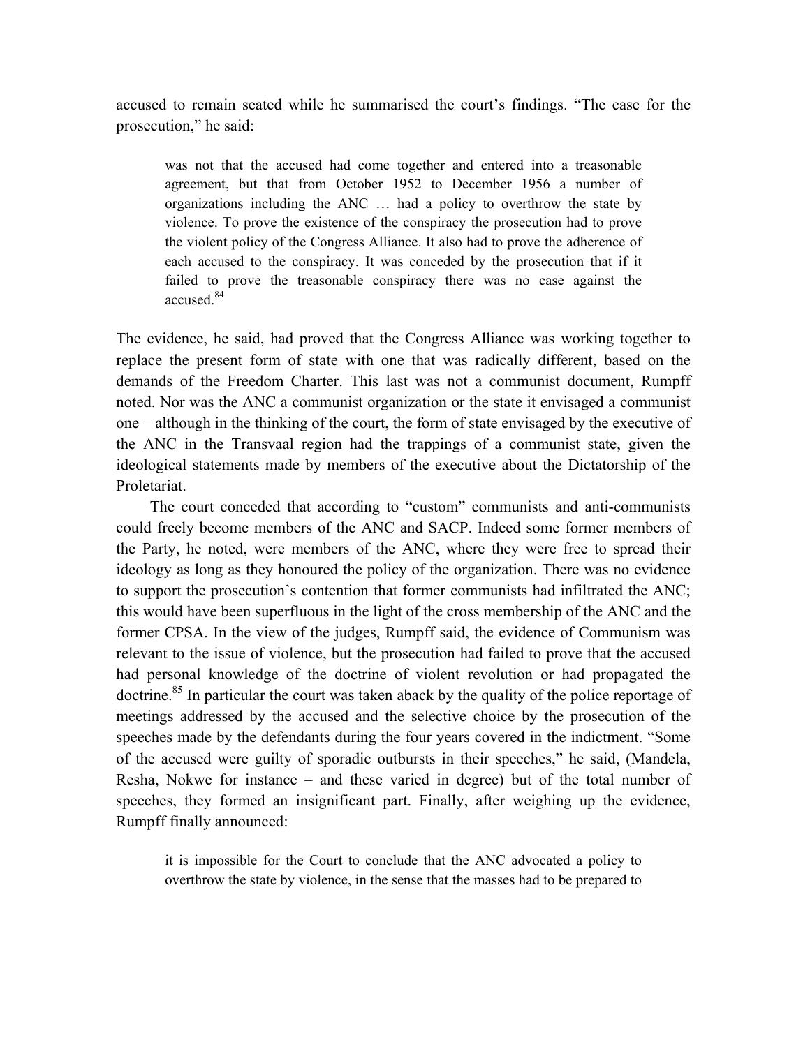accused to remain seated while he summarised the court's findings. "The case for the prosecution," he said:

> was not that the accused had come together and entered into a treasonable agreement, but that from October 1952 to December 1956 a number of organizations including the ANC … had a policy to overthrow the state by violence. To prove the existence of the conspiracy the prosecution had to prove the violent policy of the Congress Alliance. It also had to prove the adherence of each accused to the conspiracy. It was conceded by the prosecution that if it failed to prove the treasonable conspiracy there was no case against the accused.[84]

The evidence, he said, had proved that the Congress Alliance was working together to replace the present form of state with one that was radically different, based on the demands of the Freedom Charter. This last was not a communist document, Rumpff noted. Nor was the ANC a communist organization or the state it envisaged a communist one – although in the thinking of the court, the form of state envisaged by the executive of the ANC in the Transvaal region had the trappings of a communist state, given the ideological statements made by members of the executive about the Dictatorship of the Proletariat.

The court conceded that according to "custom" communists and anti-communists could freely become members of the ANC and SACP. Indeed some former members of the Party, he noted, were members of the ANC, where they were free to spread their ideology as long as they honoured the policy of the organization. There was no evidence to support the prosecution's contention that former communists had infiltrated the ANC; this would have been superfluous in the light of the cross membership of the ANC and the former CPSA. In the view of the judges, Rumpff said, the evidence of Communism was relevant to the issue of violence, but the prosecution had failed to prove that the accused had personal knowledge of the doctrine of violent revolution or had propagated the doctrine.[85] In particular the court was taken aback by the quality of the police reportage of meetings addressed by the accused and the selective choice by the prosecution of the speeches made by the defendants during the four years covered in the indictment. "Some of the accused were guilty of sporadic outbursts in their speeches," he said, (Mandela, Resha, Nokwe for instance – and these varied in degree) but of the total number of speeches, they formed an insignificant part. Finally, after weighing up the evidence, Rumpff finally announced:

> it is impossible for the Court to conclude that the ANC advocated a policy to overthrow the state by violence, in the sense that the masses had to be prepared to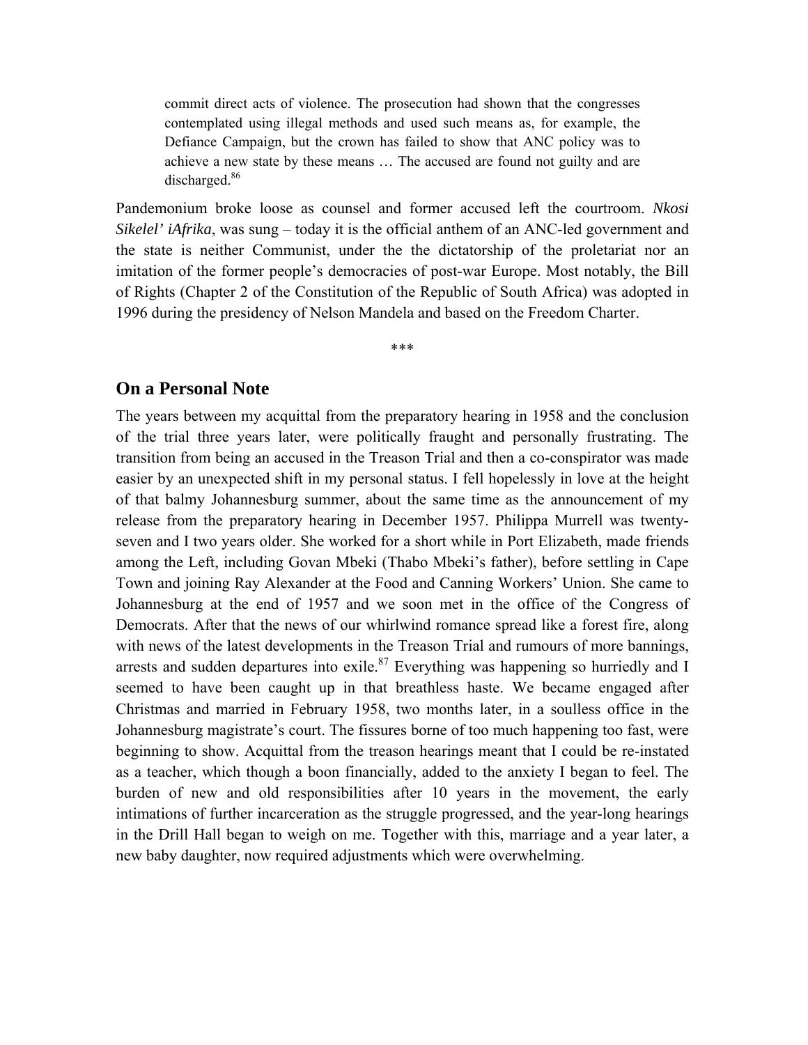> commit direct acts of violence. The prosecution had shown that the congresses contemplated using illegal methods and used such means as, for example, the Defiance Campaign, but the crown has failed to show that ANC policy was to achieve a new state by these means … The accused are found not guilty and are discharged.[86]

Pandemonium broke loose as counsel and former accused left the courtroom. *Nkosi Sikelel' iAfrika*, was sung – today it is the official anthem of an ANC-led government and the state is neither Communist, under the the dictatorship of the proletariat nor an imitation of the former people's democracies of post-war Europe. Most notably, the Bill of Rights (Chapter 2 of the Constitution of the Republic of South Africa) was adopted in 1996 during the presidency of Nelson Mandela and based on the Freedom Charter.

***

## On a Personal Note

The years between my acquittal from the preparatory hearing in 1958 and the conclusion of the trial three years later, were politically fraught and personally frustrating. The transition from being an accused in the Treason Trial and then a co-conspirator was made easier by an unexpected shift in my personal status. I fell hopelessly in love at the height of that balmy Johannesburg summer, about the same time as the announcement of my release from the preparatory hearing in December 1957. Philippa Murrell was twenty-seven and I two years older. She worked for a short while in Port Elizabeth, made friends among the Left, including Govan Mbeki (Thabo Mbeki's father), before settling in Cape Town and joining Ray Alexander at the Food and Canning Workers' Union. She came to Johannesburg at the end of 1957 and we soon met in the office of the Congress of Democrats. After that the news of our whirlwind romance spread like a forest fire, along with news of the latest developments in the Treason Trial and rumours of more bannings, arrests and sudden departures into exile.[87] Everything was happening so hurriedly and I seemed to have been caught up in that breathless haste. We became engaged after Christmas and married in February 1958, two months later, in a soulless office in the Johannesburg magistrate's court. The fissures borne of too much happening too fast, were beginning to show. Acquittal from the treason hearings meant that I could be re-instated as a teacher, which though a boon financially, added to the anxiety I began to feel. The burden of new and old responsibilities after 10 years in the movement, the early intimations of further incarceration as the struggle progressed, and the year-long hearings in the Drill Hall began to weigh on me. Together with this, marriage and a year later, a new baby daughter, now required adjustments which were overwhelming.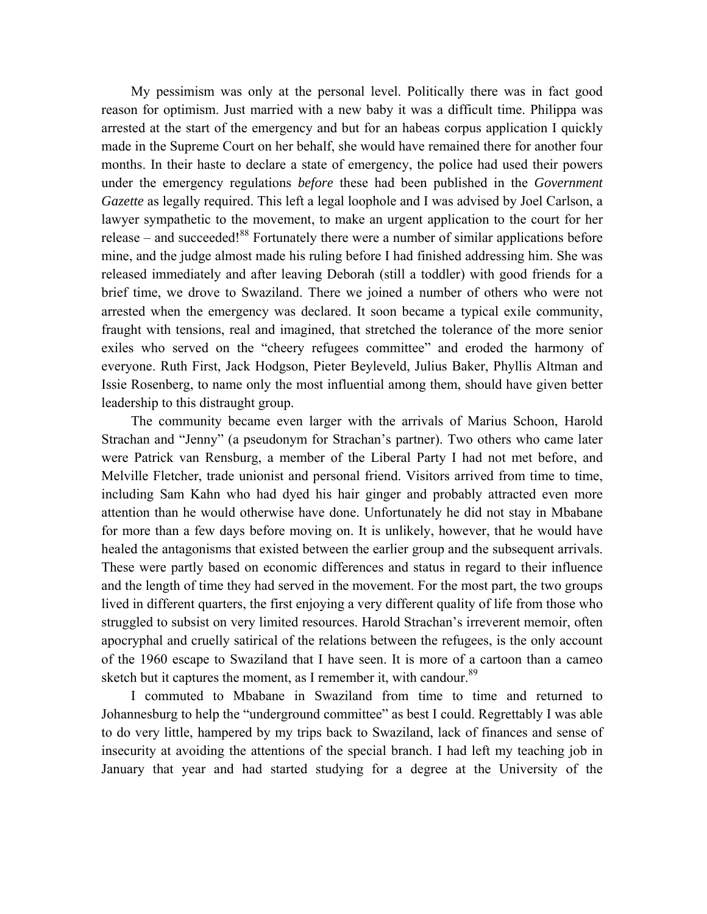My pessimism was only at the personal level. Politically there was in fact good reason for optimism. Just married with a new baby it was a difficult time. Philippa was arrested at the start of the emergency and but for an habeas corpus application I quickly made in the Supreme Court on her behalf, she would have remained there for another four months. In their haste to declare a state of emergency, the police had used their powers under the emergency regulations *before* these had been published in the *Government Gazette* as legally required. This left a legal loophole and I was advised by Joel Carlson, a lawyer sympathetic to the movement, to make an urgent application to the court for her release – and succeeded![88] Fortunately there were a number of similar applications before mine, and the judge almost made his ruling before I had finished addressing him. She was released immediately and after leaving Deborah (still a toddler) with good friends for a brief time, we drove to Swaziland. There we joined a number of others who were not arrested when the emergency was declared. It soon became a typical exile community, fraught with tensions, real and imagined, that stretched the tolerance of the more senior exiles who served on the "cheery refugees committee" and eroded the harmony of everyone. Ruth First, Jack Hodgson, Pieter Beyleveld, Julius Baker, Phyllis Altman and Issie Rosenberg, to name only the most influential among them, should have given better leadership to this distraught group.

The community became even larger with the arrivals of Marius Schoon, Harold Strachan and "Jenny" (a pseudonym for Strachan's partner). Two others who came later were Patrick van Rensburg, a member of the Liberal Party I had not met before, and Melville Fletcher, trade unionist and personal friend. Visitors arrived from time to time, including Sam Kahn who had dyed his hair ginger and probably attracted even more attention than he would otherwise have done. Unfortunately he did not stay in Mbabane for more than a few days before moving on. It is unlikely, however, that he would have healed the antagonisms that existed between the earlier group and the subsequent arrivals. These were partly based on economic differences and status in regard to their influence and the length of time they had served in the movement. For the most part, the two groups lived in different quarters, the first enjoying a very different quality of life from those who struggled to subsist on very limited resources. Harold Strachan's irreverent memoir, often apocryphal and cruelly satirical of the relations between the refugees, is the only account of the 1960 escape to Swaziland that I have seen. It is more of a cartoon than a cameo sketch but it captures the moment, as I remember it, with candour.[89]

I commuted to Mbabane in Swaziland from time to time and returned to Johannesburg to help the "underground committee" as best I could. Regrettably I was able to do very little, hampered by my trips back to Swaziland, lack of finances and sense of insecurity at avoiding the attentions of the special branch. I had left my teaching job in January that year and had started studying for a degree at the University of the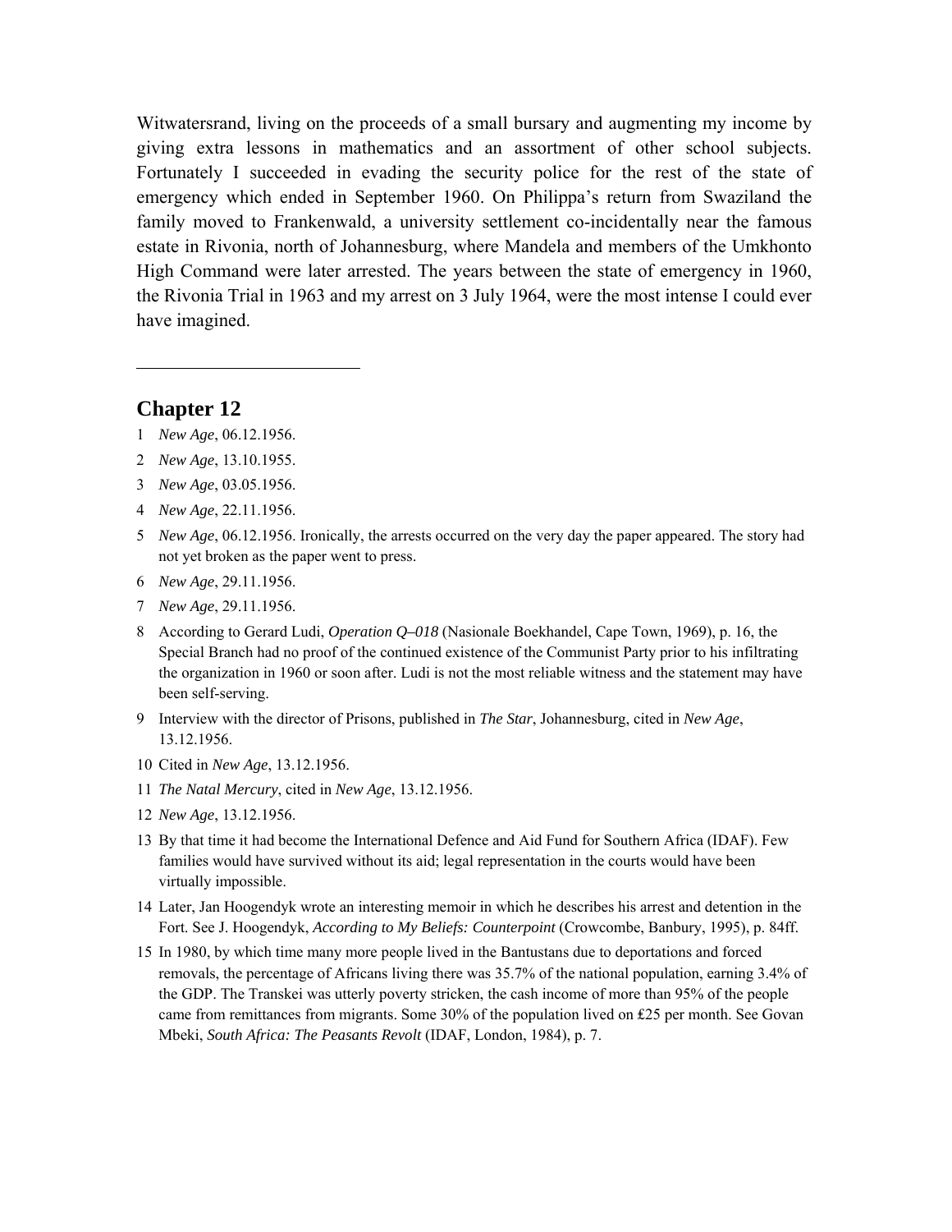Witwatersrand, living on the proceeds of a small bursary and augmenting my income by giving extra lessons in mathematics and an assortment of other school subjects. Fortunately I succeeded in evading the security police for the rest of the state of emergency which ended in September 1960. On Philippa's return from Swaziland the family moved to Frankenwald, a university settlement co-incidentally near the famous estate in Rivonia, north of Johannesburg, where Mandela and members of the Umkhonto High Command were later arrested. The years between the state of emergency in 1960, the Rivonia Trial in 1963 and my arrest on 3 July 1964, were the most intense I could ever have imagined.

---

## Chapter 12

1 *New Age*, 06.12.1956.

2 *New Age*, 13.10.1955.

3 *New Age*, 03.05.1956.

4 *New Age*, 22.11.1956.

5 *New Age*, 06.12.1956. Ironically, the arrests occurred on the very day the paper appeared. The story had not yet broken as the paper went to press.

6 *New Age*, 29.11.1956.

7 *New Age*, 29.11.1956.

8 According to Gerard Ludi, *Operation Q–018* (Nasionale Boekhandel, Cape Town, 1969), p. 16, the Special Branch had no proof of the continued existence of the Communist Party prior to his infiltrating the organization in 1960 or soon after. Ludi is not the most reliable witness and the statement may have been self-serving.

9 Interview with the director of Prisons, published in *The Star*, Johannesburg, cited in *New Age*, 13.12.1956.

10 Cited in *New Age*, 13.12.1956.

11 *The Natal Mercury*, cited in *New Age*, 13.12.1956.

12 *New Age*, 13.12.1956.

13 By that time it had become the International Defence and Aid Fund for Southern Africa (IDAF). Few families would have survived without its aid; legal representation in the courts would have been virtually impossible.

14 Later, Jan Hoogendyk wrote an interesting memoir in which he describes his arrest and detention in the Fort. See J. Hoogendyk, *According to My Beliefs: Counterpoint* (Crowcombe, Banbury, 1995), p. 84ff.

15 In 1980, by which time many more people lived in the Bantustans due to deportations and forced removals, the percentage of Africans living there was 35.7% of the national population, earning 3.4% of the GDP. The Transkei was utterly poverty stricken, the cash income of more than 95% of the people came from remittances from migrants. Some 30% of the population lived on ₤25 per month. See Govan Mbeki, *South Africa: The Peasants Revolt* (IDAF, London, 1984), p. 7.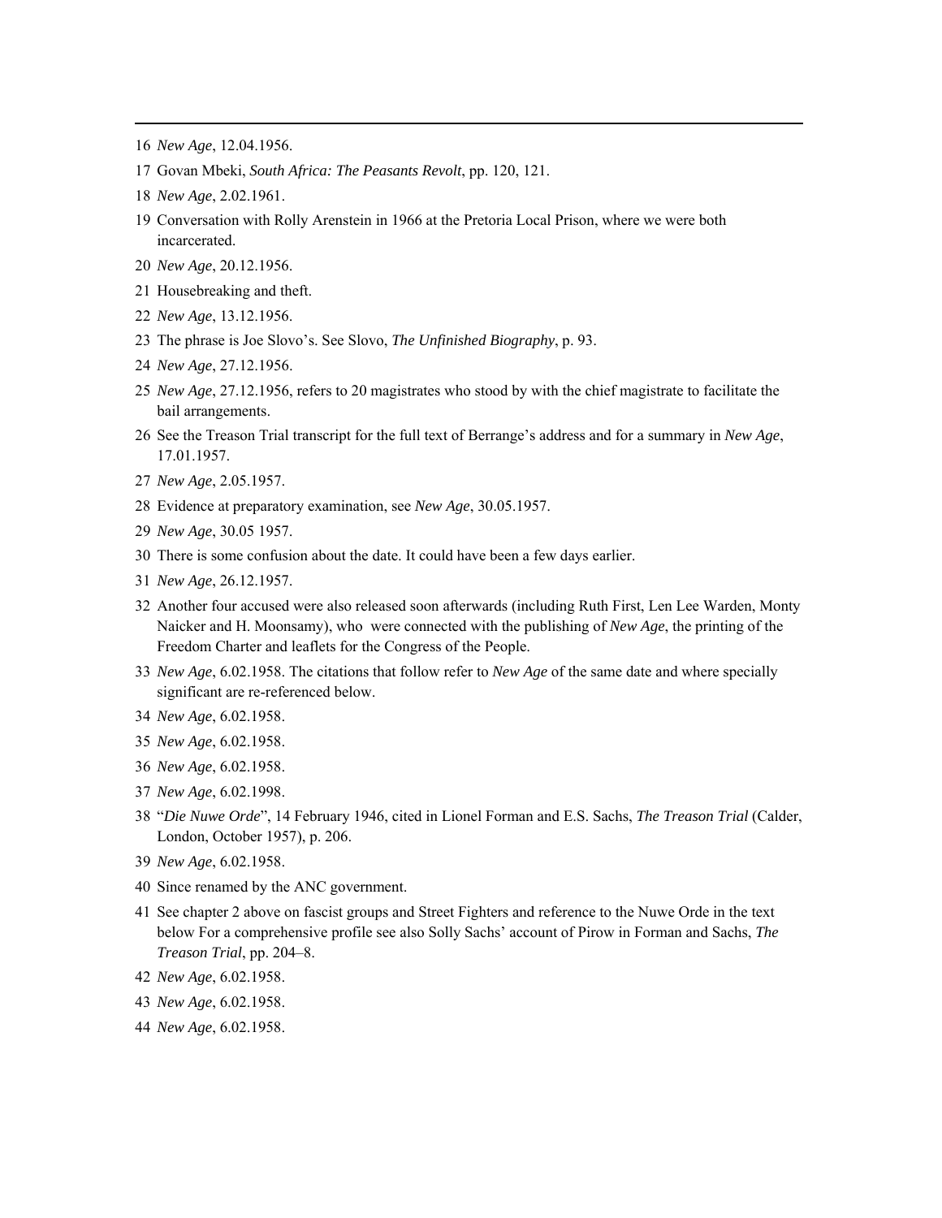16 *New Age*, 12.04.1956.

17 Govan Mbeki, *South Africa: The Peasants Revolt*, pp. 120, 121.

18 *New Age*, 2.02.1961.

19 Conversation with Rolly Arenstein in 1966 at the Pretoria Local Prison, where we were both incarcerated.

20 *New Age*, 20.12.1956.

21 Housebreaking and theft.

22 *New Age*, 13.12.1956.

23 The phrase is Joe Slovo's. See Slovo, *The Unfinished Biography*, p. 93.

24 *New Age*, 27.12.1956.

25 *New Age*, 27.12.1956, refers to 20 magistrates who stood by with the chief magistrate to facilitate the bail arrangements.

26 See the Treason Trial transcript for the full text of Berrange's address and for a summary in *New Age*, 17.01.1957.

27 *New Age*, 2.05.1957.

28 Evidence at preparatory examination, see *New Age*, 30.05.1957.

29 *New Age*, 30.05 1957.

30 There is some confusion about the date. It could have been a few days earlier.

31 *New Age*, 26.12.1957.

32 Another four accused were also released soon afterwards (including Ruth First, Len Lee Warden, Monty Naicker and H. Moonsamy), who were connected with the publishing of *New Age*, the printing of the Freedom Charter and leaflets for the Congress of the People.

33 *New Age*, 6.02.1958. The citations that follow refer to *New Age* of the same date and where specially significant are re-referenced below.

34 *New Age*, 6.02.1958.

35 *New Age*, 6.02.1958.

36 *New Age*, 6.02.1958.

37 *New Age*, 6.02.1998.

38 "*Die Nuwe Orde*", 14 February 1946, cited in Lionel Forman and E.S. Sachs, *The Treason Trial* (Calder, London, October 1957), p. 206.

39 *New Age*, 6.02.1958.

40 Since renamed by the ANC government.

41 See chapter 2 above on fascist groups and Street Fighters and reference to the Nuwe Orde in the text below For a comprehensive profile see also Solly Sachs' account of Pirow in Forman and Sachs, *The Treason Trial*, pp. 204–8.

42 *New Age*, 6.02.1958.

43 *New Age*, 6.02.1958.

44 *New Age*, 6.02.1958.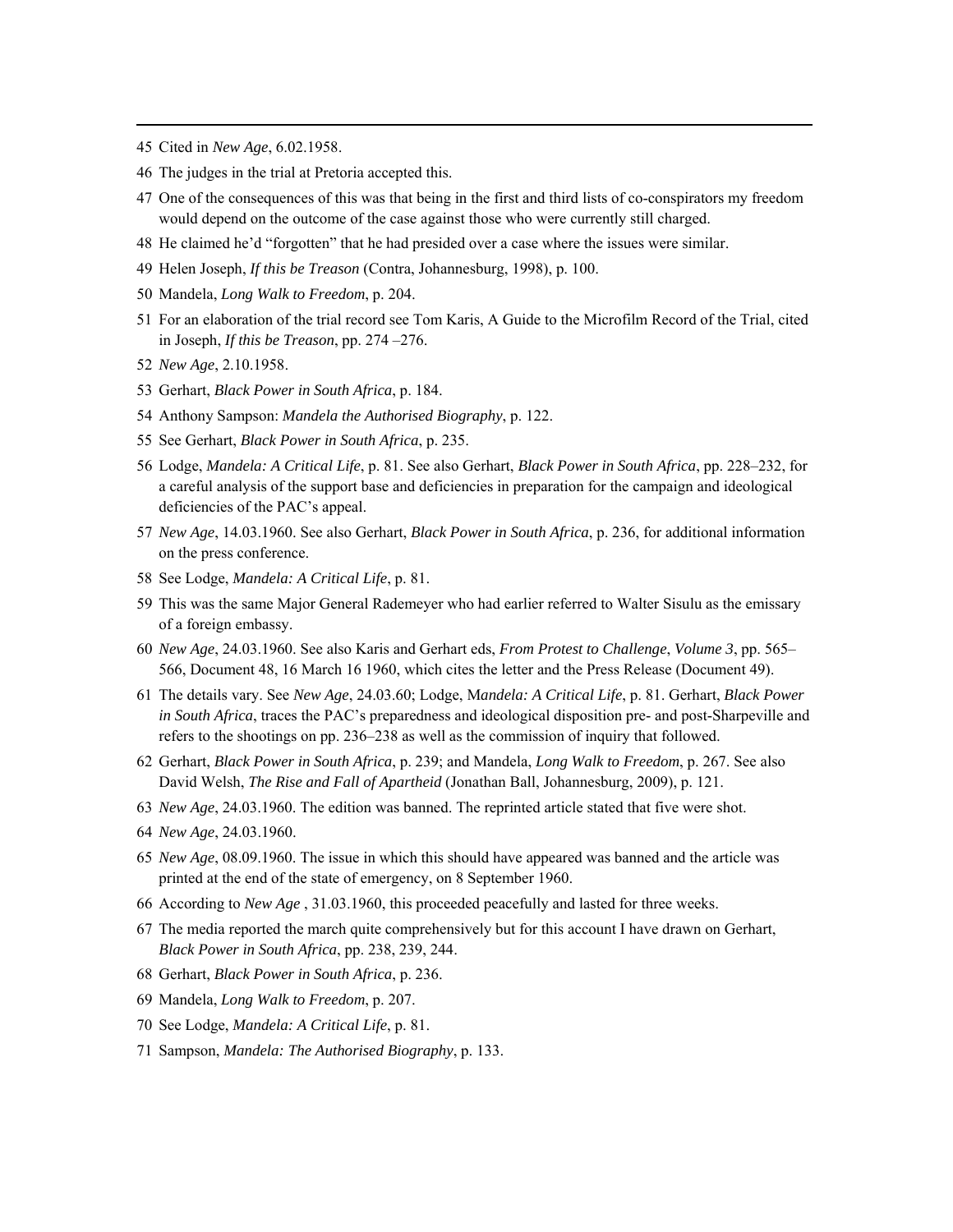45 Cited in *New Age*, 6.02.1958.

46 The judges in the trial at Pretoria accepted this.

47 One of the consequences of this was that being in the first and third lists of co-conspirators my freedom would depend on the outcome of the case against those who were currently still charged.

48 He claimed he'd "forgotten" that he had presided over a case where the issues were similar.

49 Helen Joseph, *If this be Treason* (Contra, Johannesburg, 1998), p. 100.

50 Mandela, *Long Walk to Freedom*, p. 204.

51 For an elaboration of the trial record see Tom Karis, A Guide to the Microfilm Record of the Trial, cited in Joseph, *If this be Treason*, pp. 274 –276.

52 *New Age*, 2.10.1958.

53 Gerhart, *Black Power in South Africa*, p. 184.

54 Anthony Sampson: *Mandela the Authorised Biography*, p. 122.

55 See Gerhart, *Black Power in South Africa*, p. 235.

56 Lodge, *Mandela: A Critical Life*, p. 81. See also Gerhart, *Black Power in South Africa*, pp. 228–232, for a careful analysis of the support base and deficiencies in preparation for the campaign and ideological deficiencies of the PAC's appeal.

57 *New Age*, 14.03.1960. See also Gerhart, *Black Power in South Africa*, p. 236, for additional information on the press conference.

58 See Lodge, *Mandela: A Critical Life*, p. 81.

59 This was the same Major General Rademeyer who had earlier referred to Walter Sisulu as the emissary of a foreign embassy.

60 *New Age*, 24.03.1960. See also Karis and Gerhart eds, *From Protest to Challenge*, *Volume 3*, pp. 565–566, Document 48, 16 March 16 1960, which cites the letter and the Press Release (Document 49).

61 The details vary. See *New Age*, 24.03.60; Lodge, M*andela: A Critical Life*, p. 81. Gerhart, *Black Power in South Africa*, traces the PAC's preparedness and ideological disposition pre- and post-Sharpeville and refers to the shootings on pp. 236–238 as well as the commission of inquiry that followed.

62 Gerhart, *Black Power in South Africa*, p. 239; and Mandela, *Long Walk to Freedom*, p. 267. See also David Welsh, *The Rise and Fall of Apartheid* (Jonathan Ball, Johannesburg, 2009), p. 121.

63 *New Age*, 24.03.1960. The edition was banned. The reprinted article stated that five were shot.

64 *New Age*, 24.03.1960.

65 *New Age*, 08.09.1960. The issue in which this should have appeared was banned and the article was printed at the end of the state of emergency, on 8 September 1960.

66 According to *New Age* , 31.03.1960, this proceeded peacefully and lasted for three weeks.

67 The media reported the march quite comprehensively but for this account I have drawn on Gerhart, *Black Power in South Africa*, pp. 238, 239, 244.

68 Gerhart, *Black Power in South Africa*, p. 236.

69 Mandela, *Long Walk to Freedom*, p. 207.

70 See Lodge, *Mandela: A Critical Life*, p. 81.

71 Sampson, *Mandela: The Authorised Biography*, p. 133.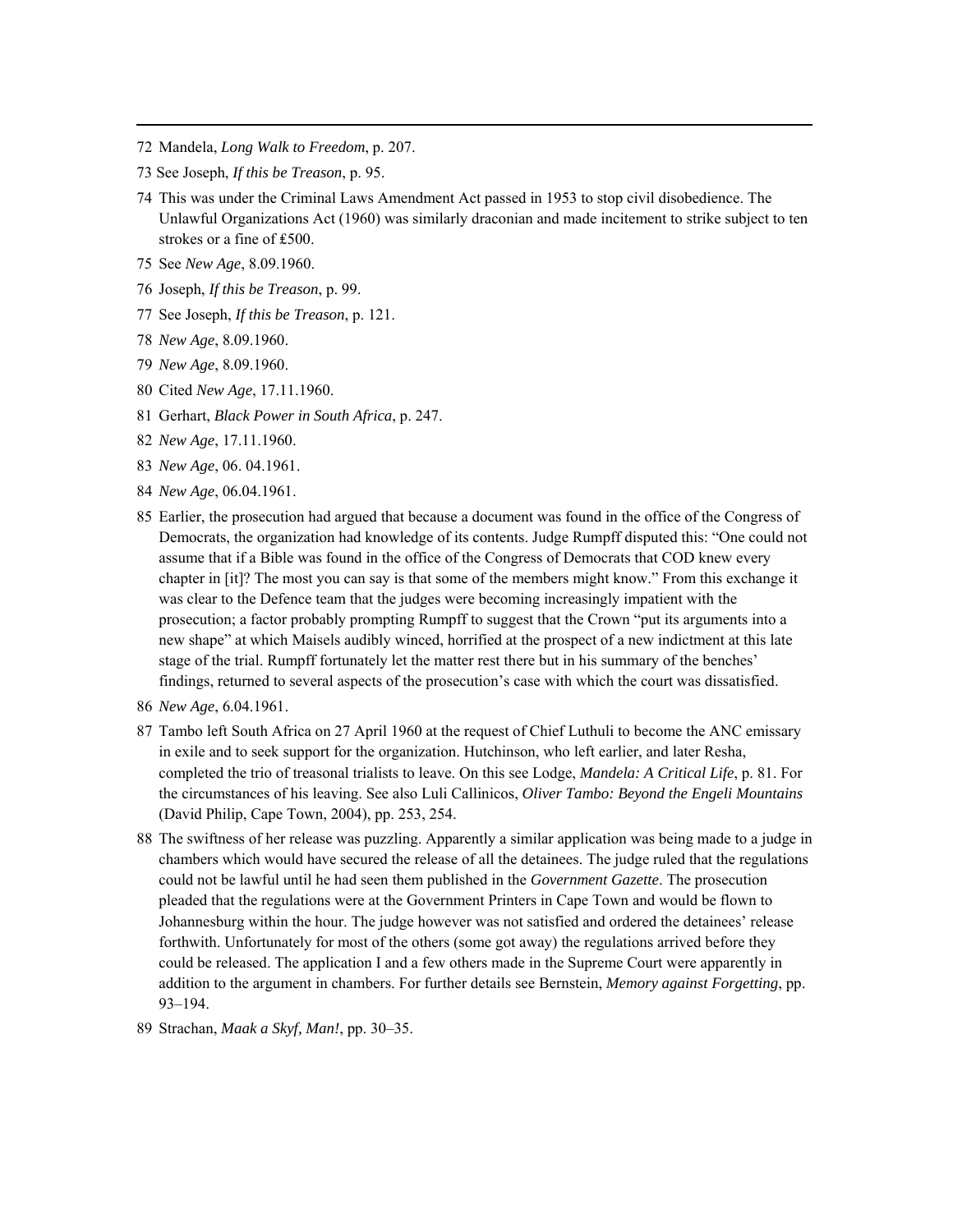72 Mandela, *Long Walk to Freedom*, p. 207.

73 See Joseph, *If this be Treason*, p. 95.

74 This was under the Criminal Laws Amendment Act passed in 1953 to stop civil disobedience. The Unlawful Organizations Act (1960) was similarly draconian and made incitement to strike subject to ten strokes or a fine of ₤500.

75 See *New Age*, 8.09.1960.

76 Joseph, *If this be Treason*, p. 99.

77 See Joseph, *If this be Treason*, p. 121.

78 *New Age*, 8.09.1960.

79 *New Age*, 8.09.1960.

80 Cited *New Age*, 17.11.1960.

81 Gerhart, *Black Power in South Africa*, p. 247.

82 *New Age*, 17.11.1960.

83 *New Age*, 06. 04.1961.

84 *New Age*, 06.04.1961.

85 Earlier, the prosecution had argued that because a document was found in the office of the Congress of Democrats, the organization had knowledge of its contents. Judge Rumpff disputed this: "One could not assume that if a Bible was found in the office of the Congress of Democrats that COD knew every chapter in [it]? The most you can say is that some of the members might know." From this exchange it was clear to the Defence team that the judges were becoming increasingly impatient with the prosecution; a factor probably prompting Rumpff to suggest that the Crown "put its arguments into a new shape" at which Maisels audibly winced, horrified at the prospect of a new indictment at this late stage of the trial. Rumpff fortunately let the matter rest there but in his summary of the benches' findings, returned to several aspects of the prosecution's case with which the court was dissatisfied.

86 *New Age*, 6.04.1961.

87 Tambo left South Africa on 27 April 1960 at the request of Chief Luthuli to become the ANC emissary in exile and to seek support for the organization. Hutchinson, who left earlier, and later Resha, completed the trio of treasonal trialists to leave. On this see Lodge, *Mandela: A Critical Life*, p. 81. For the circumstances of his leaving. See also Luli Callinicos, *Oliver Tambo: Beyond the Engeli Mountains* (David Philip, Cape Town, 2004), pp. 253, 254.

88 The swiftness of her release was puzzling. Apparently a similar application was being made to a judge in chambers which would have secured the release of all the detainees. The judge ruled that the regulations could not be lawful until he had seen them published in the *Government Gazette*. The prosecution pleaded that the regulations were at the Government Printers in Cape Town and would be flown to Johannesburg within the hour. The judge however was not satisfied and ordered the detainees' release forthwith. Unfortunately for most of the others (some got away) the regulations arrived before they could be released. The application I and a few others made in the Supreme Court were apparently in addition to the argument in chambers. For further details see Bernstein, *Memory against Forgetting*, pp. 93–194.

89 Strachan, *Maak a Skyf, Man!*, pp. 30–35.